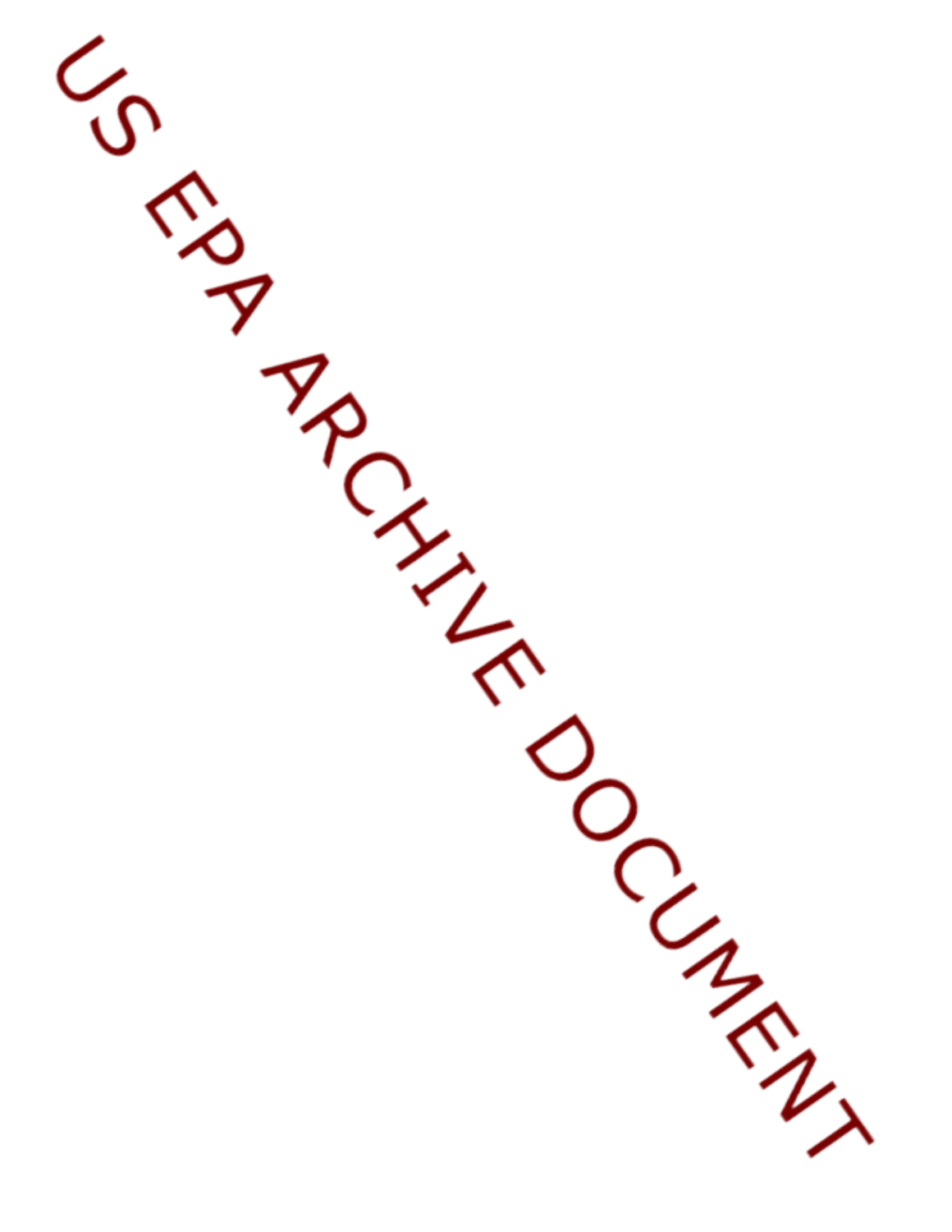US EPA ARCHIVE DOCUMENT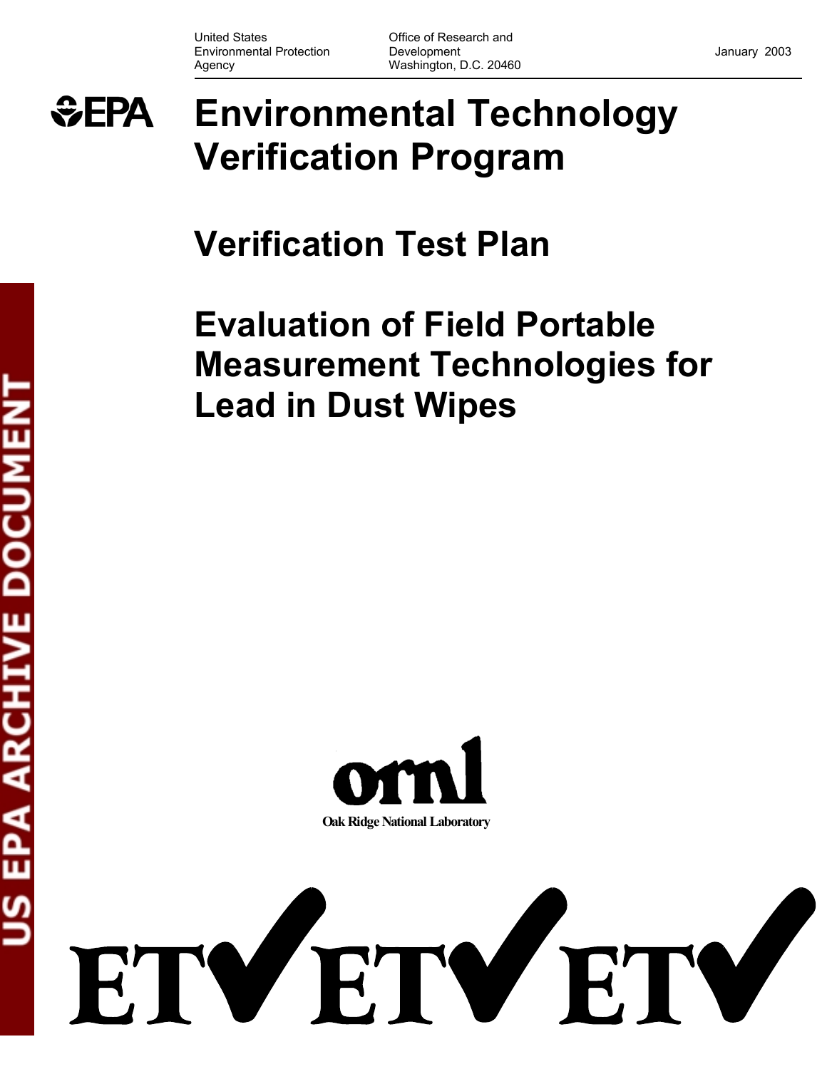United States Environmental Protection Agency

Office of Research and Development
Washington, D.C. 20460

January 2003

# Environmental Technology Verification Program

# Verification Test Plan

# Evaluation of Field Portable Measurement Technologies for Lead in Dust Wipes

ornl

Oak Ridge National Laboratory

ETV ETV ETV

US EPA ARCHIVE DOCUMENT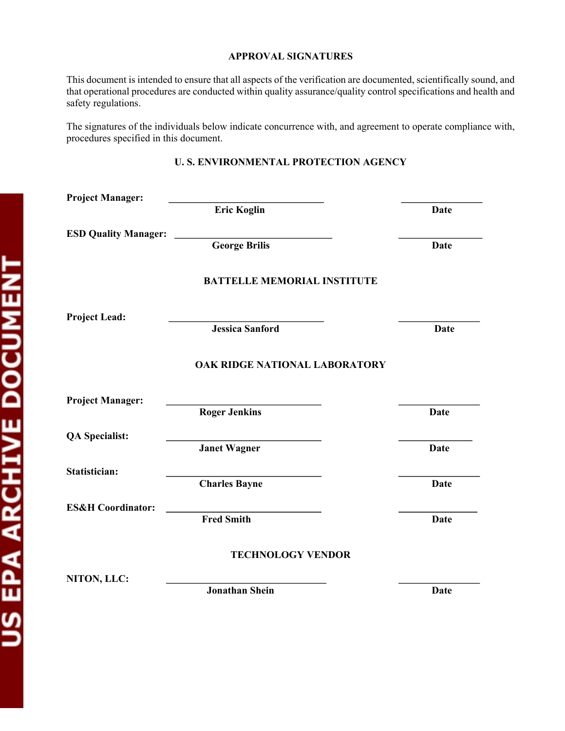## APPROVAL SIGNATURES

This document is intended to ensure that all aspects of the verification are documented, scientifically sound, and that operational procedures are conducted within quality assurance/quality control specifications and health and safety regulations.

The signatures of the individuals below indicate concurrence with, and agreement to operate compliance with, procedures specified in this document.

### U. S. ENVIRONMENTAL PROTECTION AGENCY

**Project Manager:** ______________________________ ________________
**Eric Koglin** **Date**

**ESD Quality Manager:** ______________________________ ________________
**George Brilis** **Date**

### BATTELLE MEMORIAL INSTITUTE

**Project Lead:** ______________________________ ________________
**Jessica Sanford** **Date**

### OAK RIDGE NATIONAL LABORATORY

**Project Manager:** ______________________________ ________________
**Roger Jenkins** **Date**

**QA Specialist:** ______________________________ ________________
**Janet Wagner** **Date**

**Statistician:** ______________________________ ________________
**Charles Bayne** **Date**

**ES&H Coordinator:** ______________________________ ________________
**Fred Smith** **Date**

### TECHNOLOGY VENDOR

**NITON, LLC:** ______________________________ ________________
**Jonathan Shein** **Date**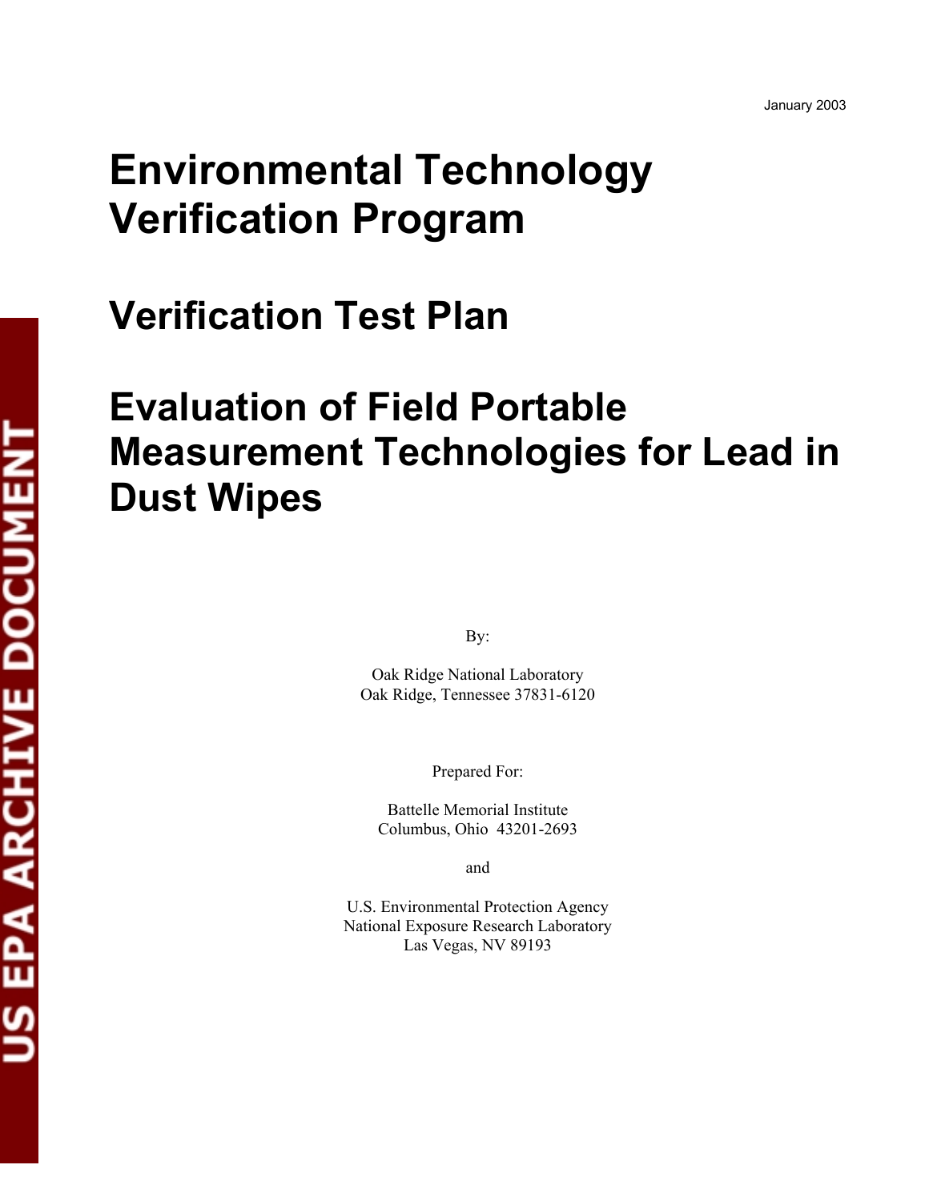January 2003

# Environmental Technology Verification Program

# Verification Test Plan

# Evaluation of Field Portable Measurement Technologies for Lead in Dust Wipes

By:

Oak Ridge National Laboratory
Oak Ridge, Tennessee 37831-6120

Prepared For:

Battelle Memorial Institute
Columbus, Ohio 43201-2693

and

U.S. Environmental Protection Agency
National Exposure Research Laboratory
Las Vegas, NV 89193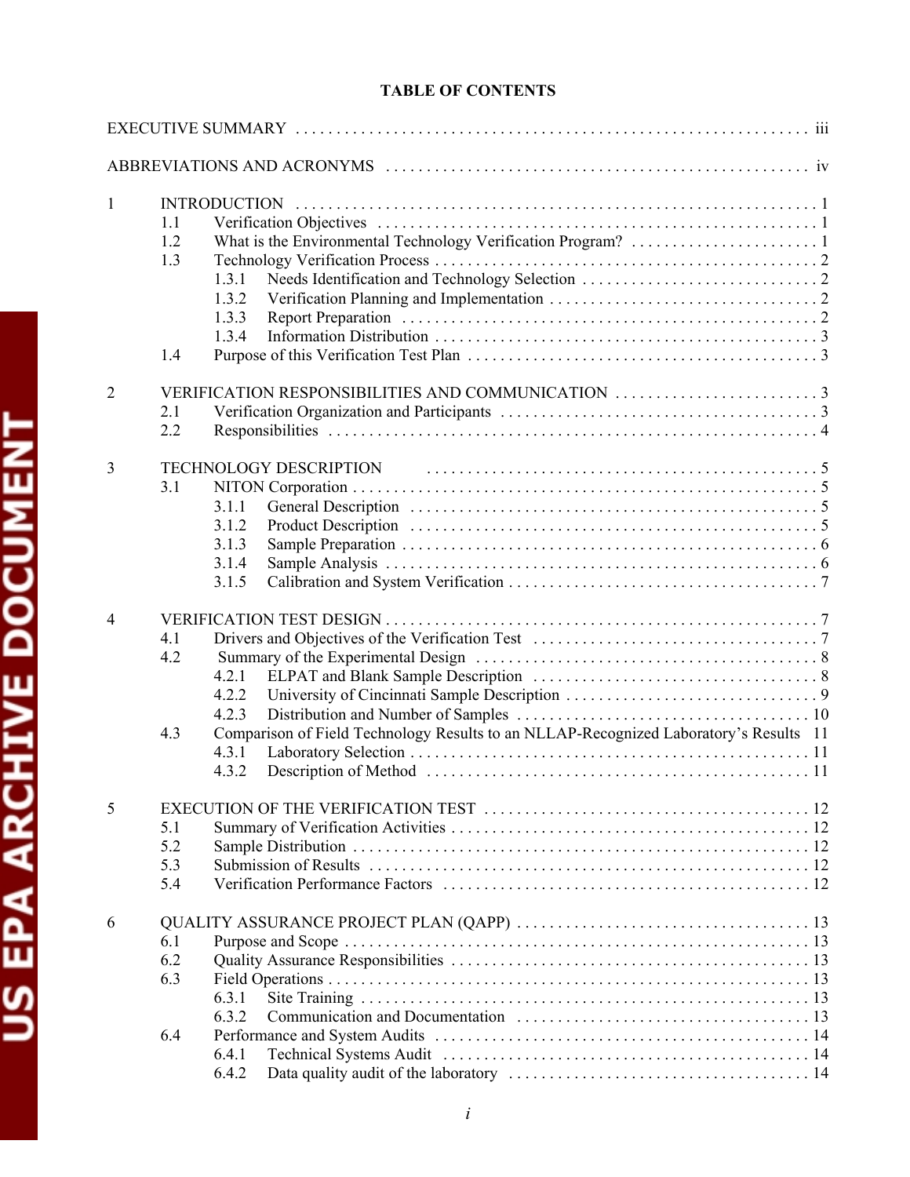# TABLE OF CONTENTS

EXECUTIVE SUMMARY . . . . . . . . . . . . . . . . . . . . . . . . . . . . . . . . . . . . . . . . . . . . . . . . . . . . . . . . . . . . . . . . iii

ABBREVIATIONS AND ACRONYMS . . . . . . . . . . . . . . . . . . . . . . . . . . . . . . . . . . . . . . . . . . . . . . . . . . . iv

1 INTRODUCTION . . . . . . . . . . . . . . . . . . . . . . . . . . . . . . . . . . . . . . . . . . . . . . . . . . . . . . . . . . . . . . . 1
- 1.1 Verification Objectives . . . . . . . . . . . . . . . . . . . . . . . . . . . . . . . . . . . . . . . . . . . . . . . . . . . . . 1
- 1.2 What is the Environmental Technology Verification Program? . . . . . . . . . . . . . . . . . . . . . . . 1
- 1.3 Technology Verification Process . . . . . . . . . . . . . . . . . . . . . . . . . . . . . . . . . . . . . . . . . . . . . . . 2
  - 1.3.1 Needs Identification and Technology Selection . . . . . . . . . . . . . . . . . . . . . . . . . . . . . 2
  - 1.3.2 Verification Planning and Implementation . . . . . . . . . . . . . . . . . . . . . . . . . . . . . . . . . 2
  - 1.3.3 Report Preparation . . . . . . . . . . . . . . . . . . . . . . . . . . . . . . . . . . . . . . . . . . . . . . . . . . . 2
  - 1.3.4 Information Distribution . . . . . . . . . . . . . . . . . . . . . . . . . . . . . . . . . . . . . . . . . . . . . . . 3
- 1.4 Purpose of this Verification Test Plan . . . . . . . . . . . . . . . . . . . . . . . . . . . . . . . . . . . . . . . . . . . 3

2 VERIFICATION RESPONSIBILITIES AND COMMUNICATION . . . . . . . . . . . . . . . . . . . . . . . . . 3
- 2.1 Verification Organization and Participants . . . . . . . . . . . . . . . . . . . . . . . . . . . . . . . . . . . . . . . 3
- 2.2 Responsibilities . . . . . . . . . . . . . . . . . . . . . . . . . . . . . . . . . . . . . . . . . . . . . . . . . . . . . . . . . . . . 4

3 TECHNOLOGY DESCRIPTION . . . . . . . . . . . . . . . . . . . . . . . . . . . . . . . . . . . . . . . . . . . . . . . . . 5
- 3.1 NITON Corporation . . . . . . . . . . . . . . . . . . . . . . . . . . . . . . . . . . . . . . . . . . . . . . . . . . . . . . . . . 5
  - 3.1.1 General Description . . . . . . . . . . . . . . . . . . . . . . . . . . . . . . . . . . . . . . . . . . . . . . . . . . 5
  - 3.1.2 Product Description . . . . . . . . . . . . . . . . . . . . . . . . . . . . . . . . . . . . . . . . . . . . . . . . . . 5
  - 3.1.3 Sample Preparation . . . . . . . . . . . . . . . . . . . . . . . . . . . . . . . . . . . . . . . . . . . . . . . . . . . 6
  - 3.1.4 Sample Analysis . . . . . . . . . . . . . . . . . . . . . . . . . . . . . . . . . . . . . . . . . . . . . . . . . . . . . 6
  - 3.1.5 Calibration and System Verification . . . . . . . . . . . . . . . . . . . . . . . . . . . . . . . . . . . . . . 7

4 VERIFICATION TEST DESIGN . . . . . . . . . . . . . . . . . . . . . . . . . . . . . . . . . . . . . . . . . . . . . . . . . . . 7
- 4.1 Drivers and Objectives of the Verification Test . . . . . . . . . . . . . . . . . . . . . . . . . . . . . . . . . . . 7
- 4.2 Summary of the Experimental Design . . . . . . . . . . . . . . . . . . . . . . . . . . . . . . . . . . . . . . . . . . 8
  - 4.2.1 ELPAT and Blank Sample Description . . . . . . . . . . . . . . . . . . . . . . . . . . . . . . . . . . . 8
  - 4.2.2 University of Cincinnati Sample Description . . . . . . . . . . . . . . . . . . . . . . . . . . . . . . . 9
  - 4.2.3 Distribution and Number of Samples . . . . . . . . . . . . . . . . . . . . . . . . . . . . . . . . . . . . 10
- 4.3 Comparison of Field Technology Results to an NLLAP-Recognized Laboratory's Results 11
  - 4.3.1 Laboratory Selection . . . . . . . . . . . . . . . . . . . . . . . . . . . . . . . . . . . . . . . . . . . . . . . . . 11
  - 4.3.2 Description of Method . . . . . . . . . . . . . . . . . . . . . . . . . . . . . . . . . . . . . . . . . . . . . . . 11

5 EXECUTION OF THE VERIFICATION TEST . . . . . . . . . . . . . . . . . . . . . . . . . . . . . . . . . . . . . . . 12
- 5.1 Summary of Verification Activities . . . . . . . . . . . . . . . . . . . . . . . . . . . . . . . . . . . . . . . . . . . . 12
- 5.2 Sample Distribution . . . . . . . . . . . . . . . . . . . . . . . . . . . . . . . . . . . . . . . . . . . . . . . . . . . . . . . 12
- 5.3 Submission of Results . . . . . . . . . . . . . . . . . . . . . . . . . . . . . . . . . . . . . . . . . . . . . . . . . . . . . 12
- 5.4 Verification Performance Factors . . . . . . . . . . . . . . . . . . . . . . . . . . . . . . . . . . . . . . . . . . . . . 12

6 QUALITY ASSURANCE PROJECT PLAN (QAPP) . . . . . . . . . . . . . . . . . . . . . . . . . . . . . . . . . . . 13
- 6.1 Purpose and Scope . . . . . . . . . . . . . . . . . . . . . . . . . . . . . . . . . . . . . . . . . . . . . . . . . . . . . . . . 13
- 6.2 Quality Assurance Responsibilities . . . . . . . . . . . . . . . . . . . . . . . . . . . . . . . . . . . . . . . . . . . . 13
- 6.3 Field Operations . . . . . . . . . . . . . . . . . . . . . . . . . . . . . . . . . . . . . . . . . . . . . . . . . . . . . . . . . . 13
  - 6.3.1 Site Training . . . . . . . . . . . . . . . . . . . . . . . . . . . . . . . . . . . . . . . . . . . . . . . . . . . . . . . 13
  - 6.3.2 Communication and Documentation . . . . . . . . . . . . . . . . . . . . . . . . . . . . . . . . . . . . 13
- 6.4 Performance and System Audits . . . . . . . . . . . . . . . . . . . . . . . . . . . . . . . . . . . . . . . . . . . . . . 14
  - 6.4.1 Technical Systems Audit . . . . . . . . . . . . . . . . . . . . . . . . . . . . . . . . . . . . . . . . . . . . . . 14
  - 6.4.2 Data quality audit of the laboratory . . . . . . . . . . . . . . . . . . . . . . . . . . . . . . . . . . . . . . 14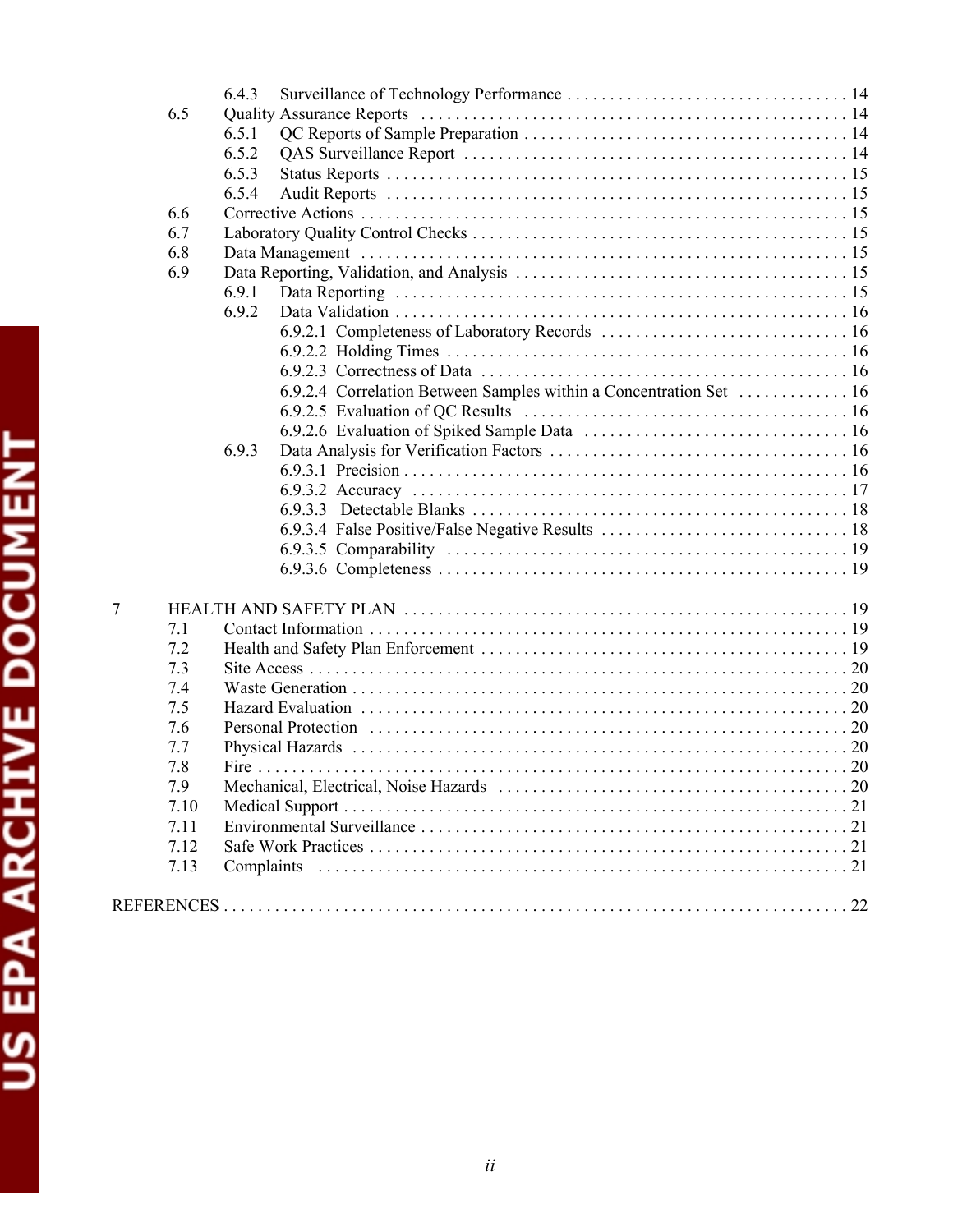6.4.3 Surveillance of Technology Performance . . . . . . . . . . 14
6.5 Quality Assurance Reports . . . . . . . . . . 14
6.5.1 QC Reports of Sample Preparation . . . . . . . . . . 14
6.5.2 QAS Surveillance Report . . . . . . . . . . 14
6.5.3 Status Reports . . . . . . . . . . 15
6.5.4 Audit Reports . . . . . . . . . . 15
6.6 Corrective Actions . . . . . . . . . . 15
6.7 Laboratory Quality Control Checks . . . . . . . . . . 15
6.8 Data Management . . . . . . . . . . 15
6.9 Data Reporting, Validation, and Analysis . . . . . . . . . . 15
6.9.1 Data Reporting . . . . . . . . . . 15
6.9.2 Data Validation . . . . . . . . . . 16
6.9.2.1 Completeness of Laboratory Records . . . . . . . . . . 16
6.9.2.2 Holding Times . . . . . . . . . . 16
6.9.2.3 Correctness of Data . . . . . . . . . . 16
6.9.2.4 Correlation Between Samples within a Concentration Set . . . . . . . . . . 16
6.9.2.5 Evaluation of QC Results . . . . . . . . . . 16
6.9.2.6 Evaluation of Spiked Sample Data . . . . . . . . . . 16
6.9.3 Data Analysis for Verification Factors . . . . . . . . . . 16
6.9.3.1 Precision . . . . . . . . . . 16
6.9.3.2 Accuracy . . . . . . . . . . 17
6.9.3.3 Detectable Blanks . . . . . . . . . . 18
6.9.3.4 False Positive/False Negative Results . . . . . . . . . . 18
6.9.3.5 Comparability . . . . . . . . . . 19
6.9.3.6 Completeness . . . . . . . . . . 19

7 HEALTH AND SAFETY PLAN . . . . . . . . . . 19
7.1 Contact Information . . . . . . . . . . 19
7.2 Health and Safety Plan Enforcement . . . . . . . . . . 19
7.3 Site Access . . . . . . . . . . 20
7.4 Waste Generation . . . . . . . . . . 20
7.5 Hazard Evaluation . . . . . . . . . . 20
7.6 Personal Protection . . . . . . . . . . 20
7.7 Physical Hazards . . . . . . . . . . 20
7.8 Fire . . . . . . . . . . 20
7.9 Mechanical, Electrical, Noise Hazards . . . . . . . . . . 20
7.10 Medical Support . . . . . . . . . . 21
7.11 Environmental Surveillance . . . . . . . . . . 21
7.12 Safe Work Practices . . . . . . . . . . 21
7.13 Complaints . . . . . . . . . . 21

REFERENCES . . . . . . . . . . 22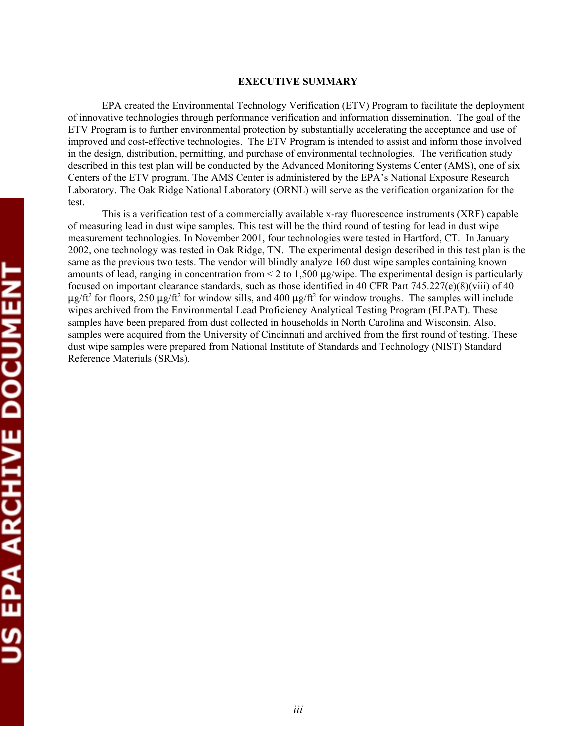## EXECUTIVE SUMMARY

EPA created the Environmental Technology Verification (ETV) Program to facilitate the deployment of innovative technologies through performance verification and information dissemination. The goal of the ETV Program is to further environmental protection by substantially accelerating the acceptance and use of improved and cost-effective technologies. The ETV Program is intended to assist and inform those involved in the design, distribution, permitting, and purchase of environmental technologies. The verification study described in this test plan will be conducted by the Advanced Monitoring Systems Center (AMS), one of six Centers of the ETV program. The AMS Center is administered by the EPA's National Exposure Research Laboratory. The Oak Ridge National Laboratory (ORNL) will serve as the verification organization for the test.

This is a verification test of a commercially available x-ray fluorescence instruments (XRF) capable of measuring lead in dust wipe samples. This test will be the third round of testing for lead in dust wipe measurement technologies. In November 2001, four technologies were tested in Hartford, CT. In January 2002, one technology was tested in Oak Ridge, TN. The experimental design described in this test plan is the same as the previous two tests. The vendor will blindly analyze 160 dust wipe samples containing known amounts of lead, ranging in concentration from < 2 to 1,500 µg/wipe. The experimental design is particularly focused on important clearance standards, such as those identified in 40 CFR Part 745.227(e)(8)(viii) of 40 $\mu g/ft^2$ for floors, 250 $\mu g/ft^2$ for window sills, and 400 $\mu g/ft^2$ for window troughs. The samples will include wipes archived from the Environmental Lead Proficiency Analytical Testing Program (ELPAT). These samples have been prepared from dust collected in households in North Carolina and Wisconsin. Also, samples were acquired from the University of Cincinnati and archived from the first round of testing. These dust wipe samples were prepared from National Institute of Standards and Technology (NIST) Standard Reference Materials (SRMs).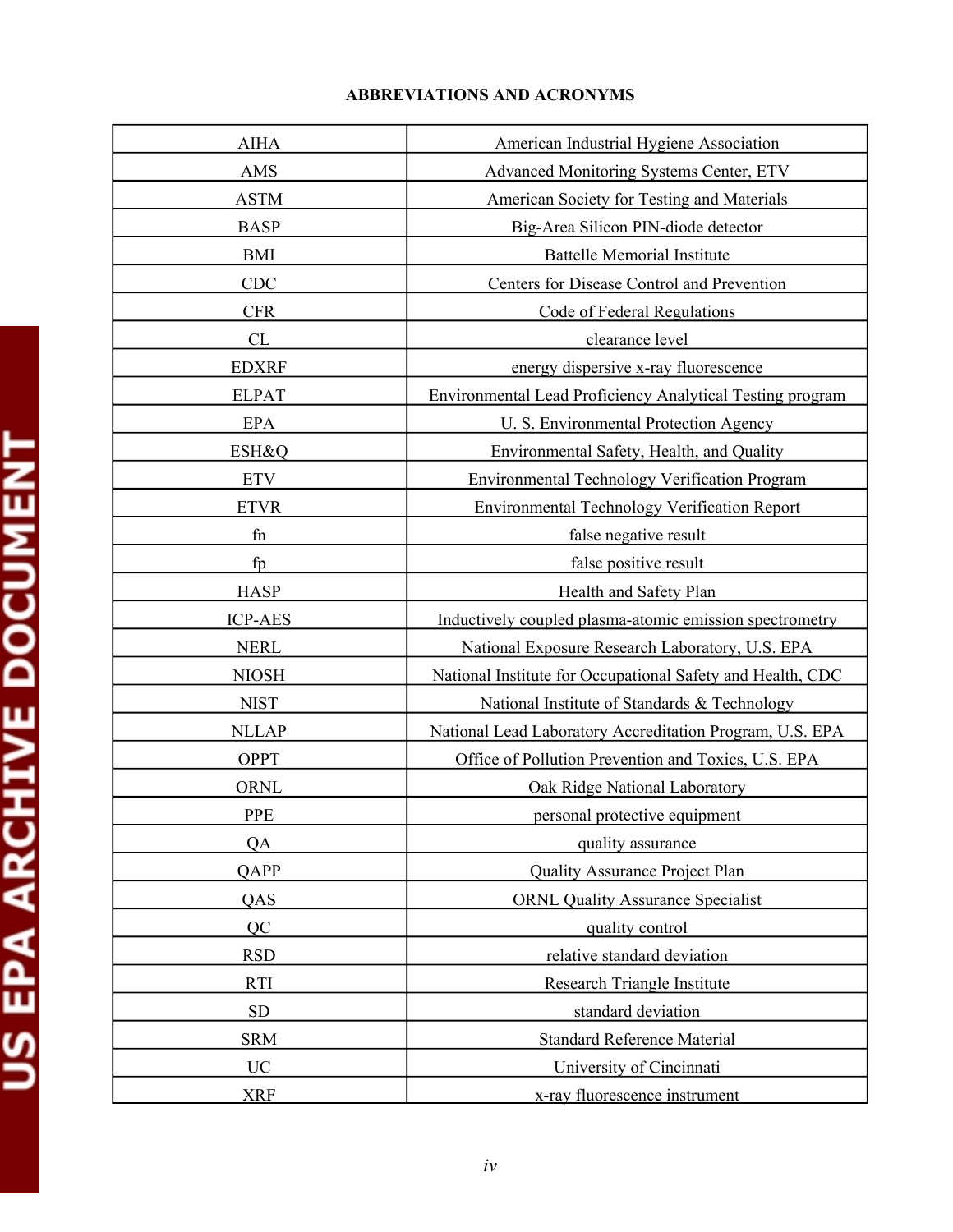## ABBREVIATIONS AND ACRONYMS

| | |
|---|---|
| AIHA | American Industrial Hygiene Association |
| AMS | Advanced Monitoring Systems Center, ETV |
| ASTM | American Society for Testing and Materials |
| BASP | Big-Area Silicon PIN-diode detector |
| BMI | Battelle Memorial Institute |
| CDC | Centers for Disease Control and Prevention |
| CFR | Code of Federal Regulations |
| CL | clearance level |
| EDXRF | energy dispersive x-ray fluorescence |
| ELPAT | Environmental Lead Proficiency Analytical Testing program |
| EPA | U. S. Environmental Protection Agency |
| ESH&Q | Environmental Safety, Health, and Quality |
| ETV | Environmental Technology Verification Program |
| ETVR | Environmental Technology Verification Report |
| fn | false negative result |
| fp | false positive result |
| HASP | Health and Safety Plan |
| ICP-AES | Inductively coupled plasma-atomic emission spectrometry |
| NERL | National Exposure Research Laboratory, U.S. EPA |
| NIOSH | National Institute for Occupational Safety and Health, CDC |
| NIST | National Institute of Standards & Technology |
| NLLAP | National Lead Laboratory Accreditation Program, U.S. EPA |
| OPPT | Office of Pollution Prevention and Toxics, U.S. EPA |
| ORNL | Oak Ridge National Laboratory |
| PPE | personal protective equipment |
| QA | quality assurance |
| QAPP | Quality Assurance Project Plan |
| QAS | ORNL Quality Assurance Specialist |
| QC | quality control |
| RSD | relative standard deviation |
| RTI | Research Triangle Institute |
| SD | standard deviation |
| SRM | Standard Reference Material |
| UC | University of Cincinnati |
| XRF | x-ray fluorescence instrument |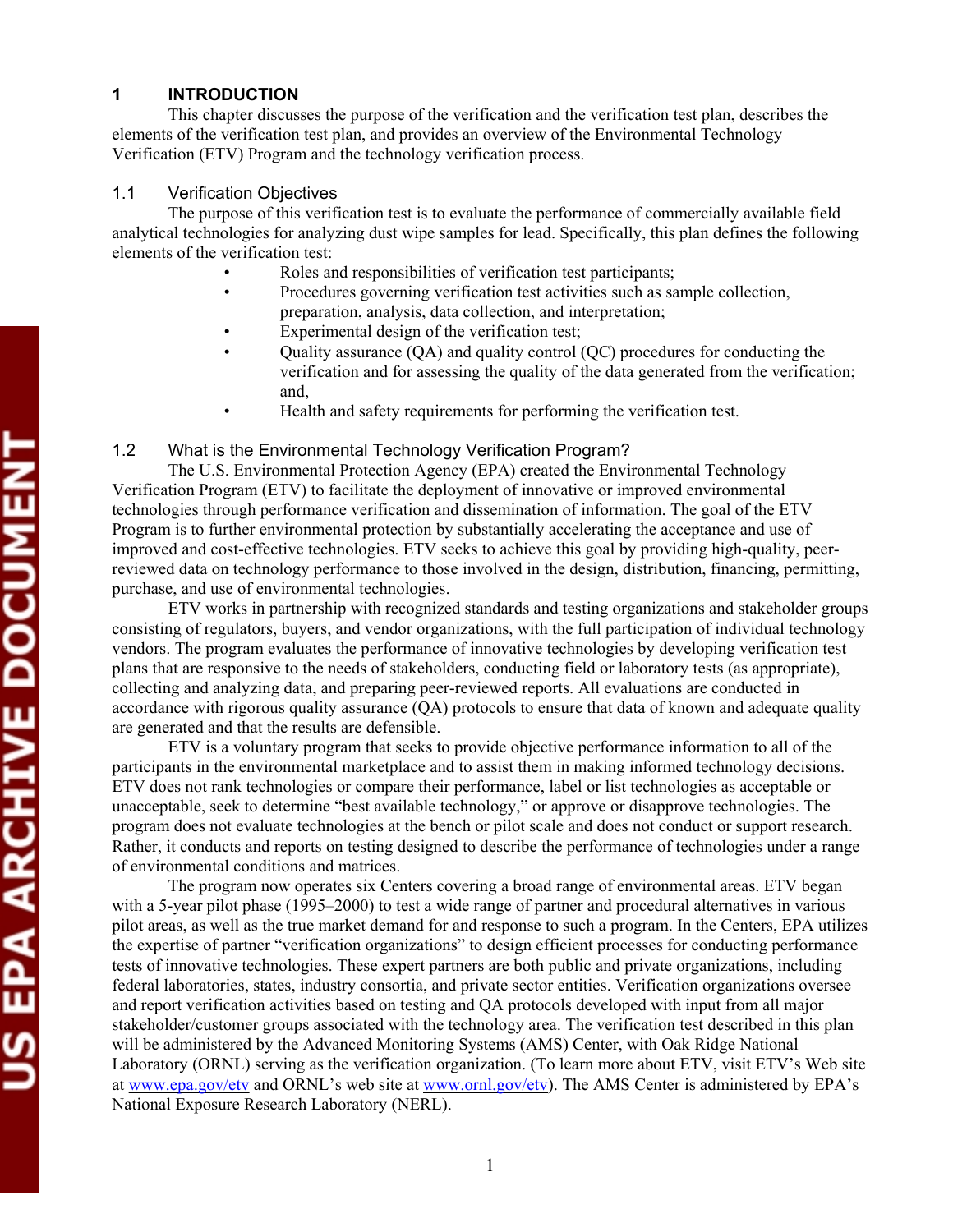# 1 INTRODUCTION

This chapter discusses the purpose of the verification and the verification test plan, describes the elements of the verification test plan, and provides an overview of the Environmental Technology Verification (ETV) Program and the technology verification process.

## 1.1 Verification Objectives

The purpose of this verification test is to evaluate the performance of commercially available field analytical technologies for analyzing dust wipe samples for lead. Specifically, this plan defines the following elements of the verification test:

- Roles and responsibilities of verification test participants;
- Procedures governing verification test activities such as sample collection, preparation, analysis, data collection, and interpretation;
- Experimental design of the verification test;
- Quality assurance (QA) and quality control (QC) procedures for conducting the verification and for assessing the quality of the data generated from the verification; and,
- Health and safety requirements for performing the verification test.

## 1.2 What is the Environmental Technology Verification Program?

The U.S. Environmental Protection Agency (EPA) created the Environmental Technology Verification Program (ETV) to facilitate the deployment of innovative or improved environmental technologies through performance verification and dissemination of information. The goal of the ETV Program is to further environmental protection by substantially accelerating the acceptance and use of improved and cost-effective technologies. ETV seeks to achieve this goal by providing high-quality, peer-reviewed data on technology performance to those involved in the design, distribution, financing, permitting, purchase, and use of environmental technologies.

ETV works in partnership with recognized standards and testing organizations and stakeholder groups consisting of regulators, buyers, and vendor organizations, with the full participation of individual technology vendors. The program evaluates the performance of innovative technologies by developing verification test plans that are responsive to the needs of stakeholders, conducting field or laboratory tests (as appropriate), collecting and analyzing data, and preparing peer-reviewed reports. All evaluations are conducted in accordance with rigorous quality assurance (QA) protocols to ensure that data of known and adequate quality are generated and that the results are defensible.

ETV is a voluntary program that seeks to provide objective performance information to all of the participants in the environmental marketplace and to assist them in making informed technology decisions. ETV does not rank technologies or compare their performance, label or list technologies as acceptable or unacceptable, seek to determine "best available technology," or approve or disapprove technologies. The program does not evaluate technologies at the bench or pilot scale and does not conduct or support research. Rather, it conducts and reports on testing designed to describe the performance of technologies under a range of environmental conditions and matrices.

The program now operates six Centers covering a broad range of environmental areas. ETV began with a 5-year pilot phase (1995–2000) to test a wide range of partner and procedural alternatives in various pilot areas, as well as the true market demand for and response to such a program. In the Centers, EPA utilizes the expertise of partner "verification organizations" to design efficient processes for conducting performance tests of innovative technologies. These expert partners are both public and private organizations, including federal laboratories, states, industry consortia, and private sector entities. Verification organizations oversee and report verification activities based on testing and QA protocols developed with input from all major stakeholder/customer groups associated with the technology area. The verification test described in this plan will be administered by the Advanced Monitoring Systems (AMS) Center, with Oak Ridge National Laboratory (ORNL) serving as the verification organization. (To learn more about ETV, visit ETV's Web site at www.epa.gov/etv and ORNL's web site at www.ornl.gov/etv). The AMS Center is administered by EPA's National Exposure Research Laboratory (NERL).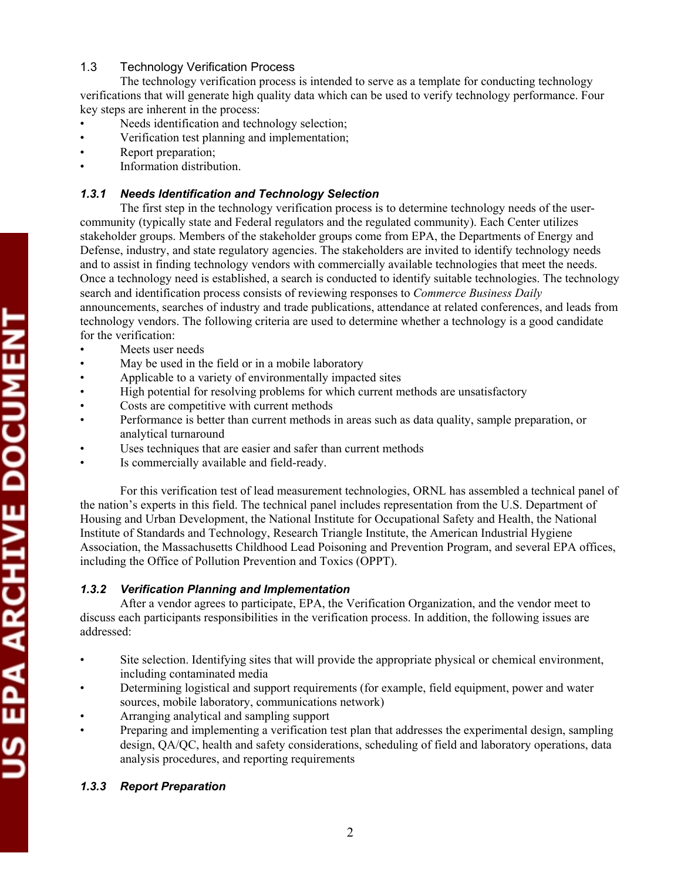## 1.3 Technology Verification Process

The technology verification process is intended to serve as a template for conducting technology verifications that will generate high quality data which can be used to verify technology performance. Four key steps are inherent in the process:

- Needs identification and technology selection;
- Verification test planning and implementation;
- Report preparation;
- Information distribution.

### *1.3.1 Needs Identification and Technology Selection*

The first step in the technology verification process is to determine technology needs of the user-community (typically state and Federal regulators and the regulated community). Each Center utilizes stakeholder groups. Members of the stakeholder groups come from EPA, the Departments of Energy and Defense, industry, and state regulatory agencies. The stakeholders are invited to identify technology needs and to assist in finding technology vendors with commercially available technologies that meet the needs. Once a technology need is established, a search is conducted to identify suitable technologies. The technology search and identification process consists of reviewing responses to *Commerce Business Daily* announcements, searches of industry and trade publications, attendance at related conferences, and leads from technology vendors. The following criteria are used to determine whether a technology is a good candidate for the verification:

- Meets user needs
- May be used in the field or in a mobile laboratory
- Applicable to a variety of environmentally impacted sites
- High potential for resolving problems for which current methods are unsatisfactory
- Costs are competitive with current methods
- Performance is better than current methods in areas such as data quality, sample preparation, or analytical turnaround
- Uses techniques that are easier and safer than current methods
- Is commercially available and field-ready.

For this verification test of lead measurement technologies, ORNL has assembled a technical panel of the nation's experts in this field. The technical panel includes representation from the U.S. Department of Housing and Urban Development, the National Institute for Occupational Safety and Health, the National Institute of Standards and Technology, Research Triangle Institute, the American Industrial Hygiene Association, the Massachusetts Childhood Lead Poisoning and Prevention Program, and several EPA offices, including the Office of Pollution Prevention and Toxics (OPPT).

### *1.3.2 Verification Planning and Implementation*

After a vendor agrees to participate, EPA, the Verification Organization, and the vendor meet to discuss each participants responsibilities in the verification process. In addition, the following issues are addressed:

- Site selection. Identifying sites that will provide the appropriate physical or chemical environment, including contaminated media
- Determining logistical and support requirements (for example, field equipment, power and water sources, mobile laboratory, communications network)
- Arranging analytical and sampling support
- Preparing and implementing a verification test plan that addresses the experimental design, sampling design, QA/QC, health and safety considerations, scheduling of field and laboratory operations, data analysis procedures, and reporting requirements

### *1.3.3 Report Preparation*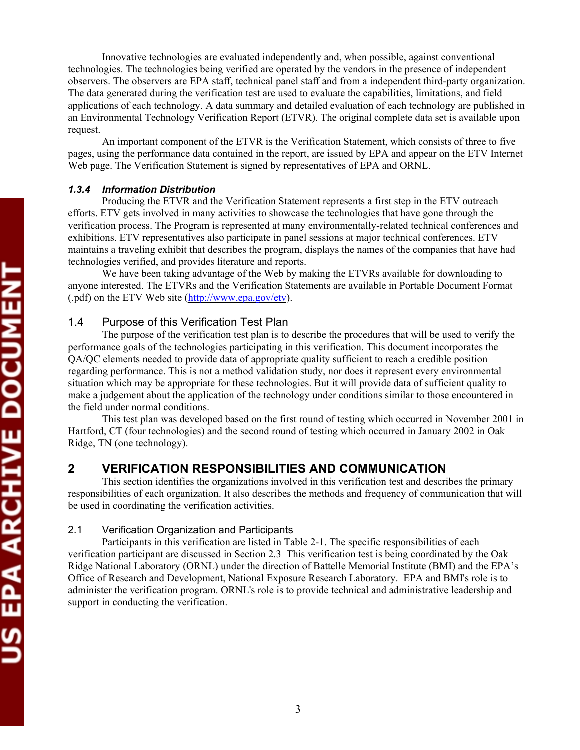Innovative technologies are evaluated independently and, when possible, against conventional technologies. The technologies being verified are operated by the vendors in the presence of independent observers. The observers are EPA staff, technical panel staff and from a independent third-party organization. The data generated during the verification test are used to evaluate the capabilities, limitations, and field applications of each technology. A data summary and detailed evaluation of each technology are published in an Environmental Technology Verification Report (ETVR). The original complete data set is available upon request.

An important component of the ETVR is the Verification Statement, which consists of three to five pages, using the performance data contained in the report, are issued by EPA and appear on the ETV Internet Web page. The Verification Statement is signed by representatives of EPA and ORNL.

#### *1.3.4 Information Distribution*

Producing the ETVR and the Verification Statement represents a first step in the ETV outreach efforts. ETV gets involved in many activities to showcase the technologies that have gone through the verification process. The Program is represented at many environmentally-related technical conferences and exhibitions. ETV representatives also participate in panel sessions at major technical conferences. ETV maintains a traveling exhibit that describes the program, displays the names of the companies that have had technologies verified, and provides literature and reports.

We have been taking advantage of the Web by making the ETVRs available for downloading to anyone interested. The ETVRs and the Verification Statements are available in Portable Document Format (.pdf) on the ETV Web site (http://www.epa.gov/etv).

### 1.4 Purpose of this Verification Test Plan

The purpose of the verification test plan is to describe the procedures that will be used to verify the performance goals of the technologies participating in this verification. This document incorporates the QA/QC elements needed to provide data of appropriate quality sufficient to reach a credible position regarding performance. This is not a method validation study, nor does it represent every environmental situation which may be appropriate for these technologies. But it will provide data of sufficient quality to make a judgement about the application of the technology under conditions similar to those encountered in the field under normal conditions.

This test plan was developed based on the first round of testing which occurred in November 2001 in Hartford, CT (four technologies) and the second round of testing which occurred in January 2002 in Oak Ridge, TN (one technology).

## 2 VERIFICATION RESPONSIBILITIES AND COMMUNICATION

This section identifies the organizations involved in this verification test and describes the primary responsibilities of each organization. It also describes the methods and frequency of communication that will be used in coordinating the verification activities.

### 2.1 Verification Organization and Participants

Participants in this verification are listed in Table 2-1. The specific responsibilities of each verification participant are discussed in Section 2.3 This verification test is being coordinated by the Oak Ridge National Laboratory (ORNL) under the direction of Battelle Memorial Institute (BMI) and the EPA's Office of Research and Development, National Exposure Research Laboratory. EPA and BMI's role is to administer the verification program. ORNL's role is to provide technical and administrative leadership and support in conducting the verification.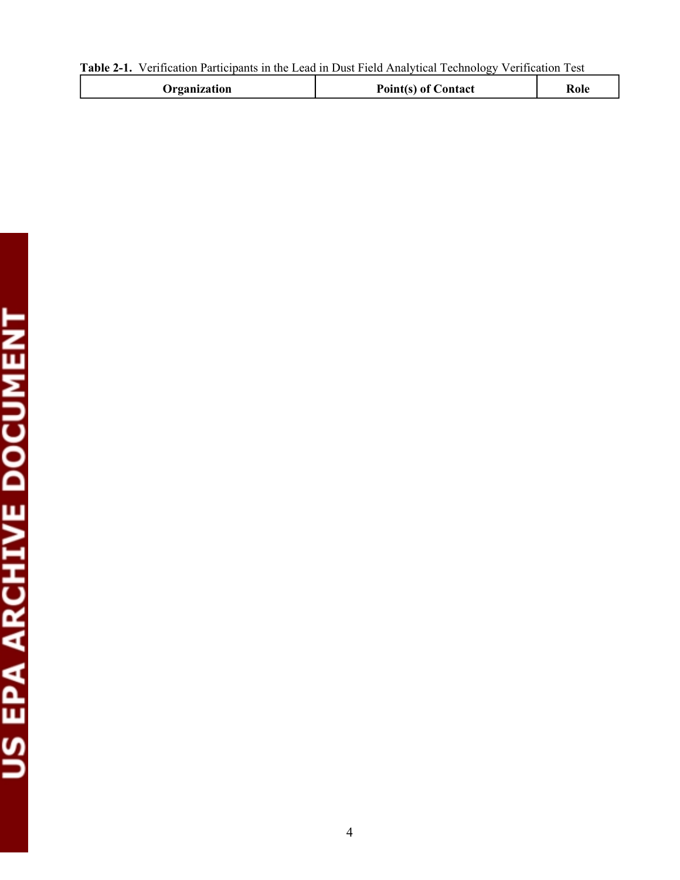**Table 2-1.** Verification Participants in the Lead in Dust Field Analytical Technology Verification Test

| Organization | Point(s) of Contact | Role |
|---|---|---|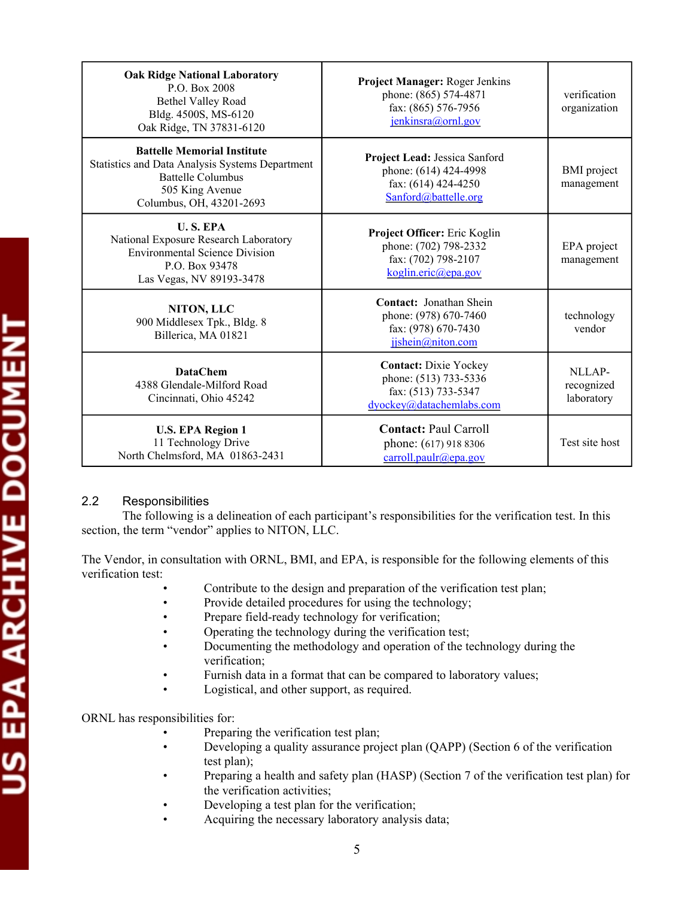| | | |
|---|---|---|
| **Oak Ridge National Laboratory**<br>P.O. Box 2008<br>Bethel Valley Road<br>Bldg. 4500S, MS-6120<br>Oak Ridge, TN 37831-6120 | **Project Manager:** Roger Jenkins<br>phone: (865) 574-4871<br>fax: (865) 576-7956<br>jenkinsra@ornl.gov | verification organization |
| **Battelle Memorial Institute**<br>Statistics and Data Analysis Systems Department<br>Battelle Columbus<br>505 King Avenue<br>Columbus, OH, 43201-2693 | **Project Lead:** Jessica Sanford<br>phone: (614) 424-4998<br>fax: (614) 424-4250<br>Sanford@battelle.org | BMI project management |
| **U. S. EPA**<br>National Exposure Research Laboratory<br>Environmental Science Division<br>P.O. Box 93478<br>Las Vegas, NV 89193-3478 | **Project Officer:** Eric Koglin<br>phone: (702) 798-2332<br>fax: (702) 798-2107<br>koglin.eric@epa.gov | EPA project management |
| **NITON, LLC**<br>900 Middlesex Tpk., Bldg. 8<br>Billerica, MA 01821 | **Contact:** Jonathan Shein<br>phone: (978) 670-7460<br>fax: (978) 670-7430<br>jjshein@niton.com | technology vendor |
| **DataChem**<br>4388 Glendale-Milford Road<br>Cincinnati, Ohio 45242 | **Contact:** Dixie Yockey<br>phone: (513) 733-5336<br>fax: (513) 733-5347<br>dyockey@datachemlabs.com | NLLAP-recognized laboratory |
| **U.S. EPA Region 1**<br>11 Technology Drive<br>North Chelmsford, MA 01863-2431 | **Contact:** Paul Carroll<br>phone: (617) 918 8306<br>carroll.paulr@epa.gov | Test site host |

## 2.2 Responsibilities

The following is a delineation of each participant's responsibilities for the verification test. In this section, the term "vendor" applies to NITON, LLC.

The Vendor, in consultation with ORNL, BMI, and EPA, is responsible for the following elements of this verification test:

- Contribute to the design and preparation of the verification test plan;
- Provide detailed procedures for using the technology;
- Prepare field-ready technology for verification;
- Operating the technology during the verification test;
- Documenting the methodology and operation of the technology during the verification;
- Furnish data in a format that can be compared to laboratory values;
- Logistical, and other support, as required.

ORNL has responsibilities for:

- Preparing the verification test plan;
- Developing a quality assurance project plan (QAPP) (Section 6 of the verification test plan);
- Preparing a health and safety plan (HASP) (Section 7 of the verification test plan) for the verification activities;
- Developing a test plan for the verification;
- Acquiring the necessary laboratory analysis data;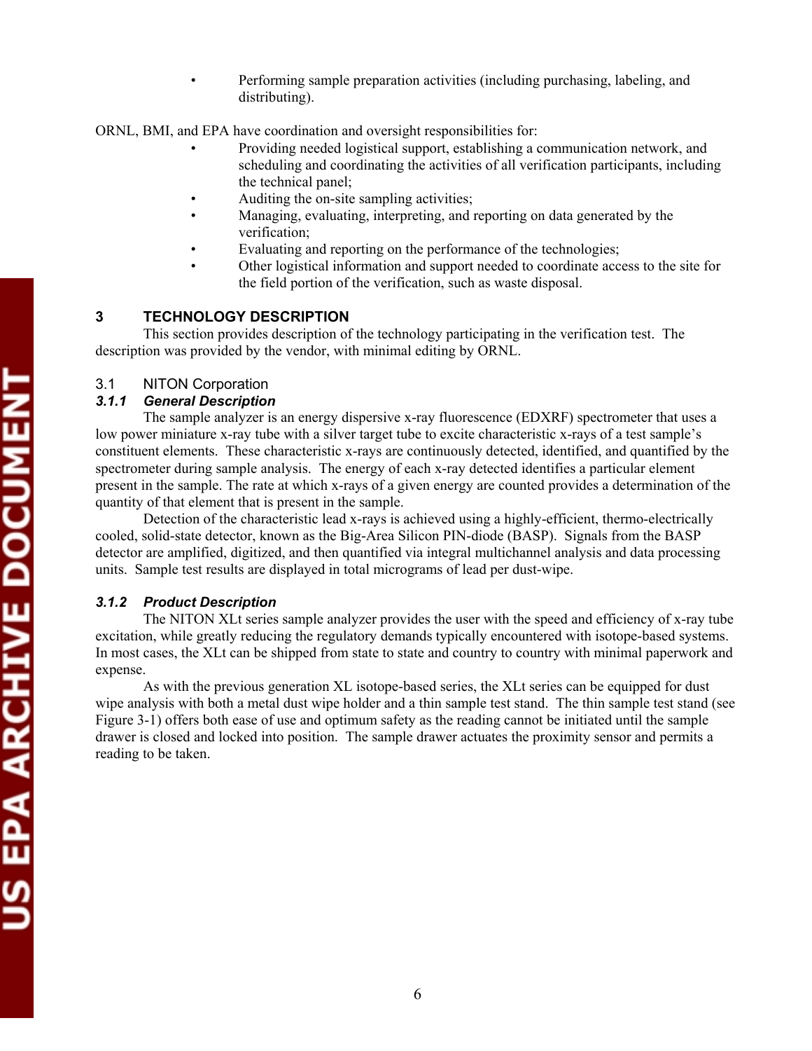- Performing sample preparation activities (including purchasing, labeling, and distributing).

ORNL, BMI, and EPA have coordination and oversight responsibilities for:

- Providing needed logistical support, establishing a communication network, and scheduling and coordinating the activities of all verification participants, including the technical panel;
- Auditing the on-site sampling activities;
- Managing, evaluating, interpreting, and reporting on data generated by the verification;
- Evaluating and reporting on the performance of the technologies;
- Other logistical information and support needed to coordinate access to the site for the field portion of the verification, such as waste disposal.

# 3 TECHNOLOGY DESCRIPTION

This section provides description of the technology participating in the verification test. The description was provided by the vendor, with minimal editing by ORNL.

## 3.1 NITON Corporation

### *3.1.1 General Description*

The sample analyzer is an energy dispersive x-ray fluorescence (EDXRF) spectrometer that uses a low power miniature x-ray tube with a silver target tube to excite characteristic x-rays of a test sample's constituent elements. These characteristic x-rays are continuously detected, identified, and quantified by the spectrometer during sample analysis. The energy of each x-ray detected identifies a particular element present in the sample. The rate at which x-rays of a given energy are counted provides a determination of the quantity of that element that is present in the sample.

Detection of the characteristic lead x-rays is achieved using a highly-efficient, thermo-electrically cooled, solid-state detector, known as the Big-Area Silicon PIN-diode (BASP). Signals from the BASP detector are amplified, digitized, and then quantified via integral multichannel analysis and data processing units. Sample test results are displayed in total micrograms of lead per dust-wipe.

### *3.1.2 Product Description*

The NITON XLt series sample analyzer provides the user with the speed and efficiency of x-ray tube excitation, while greatly reducing the regulatory demands typically encountered with isotope-based systems. In most cases, the XLt can be shipped from state to state and country to country with minimal paperwork and expense.

As with the previous generation XL isotope-based series, the XLt series can be equipped for dust wipe analysis with both a metal dust wipe holder and a thin sample test stand. The thin sample test stand (see Figure 3-1) offers both ease of use and optimum safety as the reading cannot be initiated until the sample drawer is closed and locked into position. The sample drawer actuates the proximity sensor and permits a reading to be taken.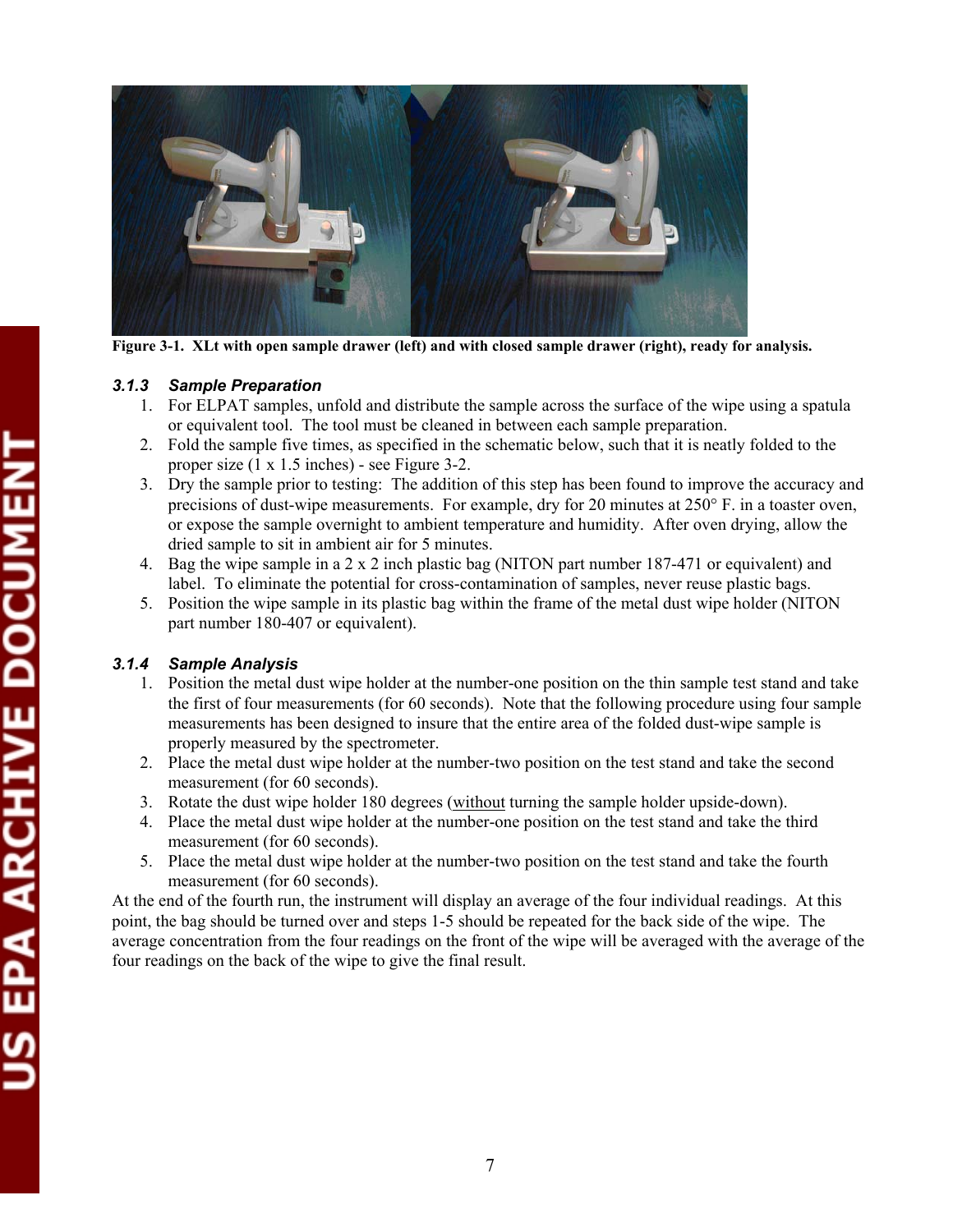Figure 3-1. XLt with open sample drawer (left) and with closed sample drawer (right), ready for analysis.

### *3.1.3 Sample Preparation*

1. For ELPAT samples, unfold and distribute the sample across the surface of the wipe using a spatula or equivalent tool. The tool must be cleaned in between each sample preparation.
2. Fold the sample five times, as specified in the schematic below, such that it is neatly folded to the proper size (1 x 1.5 inches) - see Figure 3-2.
3. Dry the sample prior to testing: The addition of this step has been found to improve the accuracy and precisions of dust-wipe measurements. For example, dry for 20 minutes at 250° F. in a toaster oven, or expose the sample overnight to ambient temperature and humidity. After oven drying, allow the dried sample to sit in ambient air for 5 minutes.
4. Bag the wipe sample in a 2 x 2 inch plastic bag (NITON part number 187-471 or equivalent) and label. To eliminate the potential for cross-contamination of samples, never reuse plastic bags.
5. Position the wipe sample in its plastic bag within the frame of the metal dust wipe holder (NITON part number 180-407 or equivalent).

### *3.1.4 Sample Analysis*

1. Position the metal dust wipe holder at the number-one position on the thin sample test stand and take the first of four measurements (for 60 seconds). Note that the following procedure using four sample measurements has been designed to insure that the entire area of the folded dust-wipe sample is properly measured by the spectrometer.
2. Place the metal dust wipe holder at the number-two position on the test stand and take the second measurement (for 60 seconds).
3. Rotate the dust wipe holder 180 degrees (without turning the sample holder upside-down).
4. Place the metal dust wipe holder at the number-one position on the test stand and take the third measurement (for 60 seconds).
5. Place the metal dust wipe holder at the number-two position on the test stand and take the fourth measurement (for 60 seconds).

At the end of the fourth run, the instrument will display an average of the four individual readings. At this point, the bag should be turned over and steps 1-5 should be repeated for the back side of the wipe. The average concentration from the four readings on the front of the wipe will be averaged with the average of the four readings on the back of the wipe to give the final result.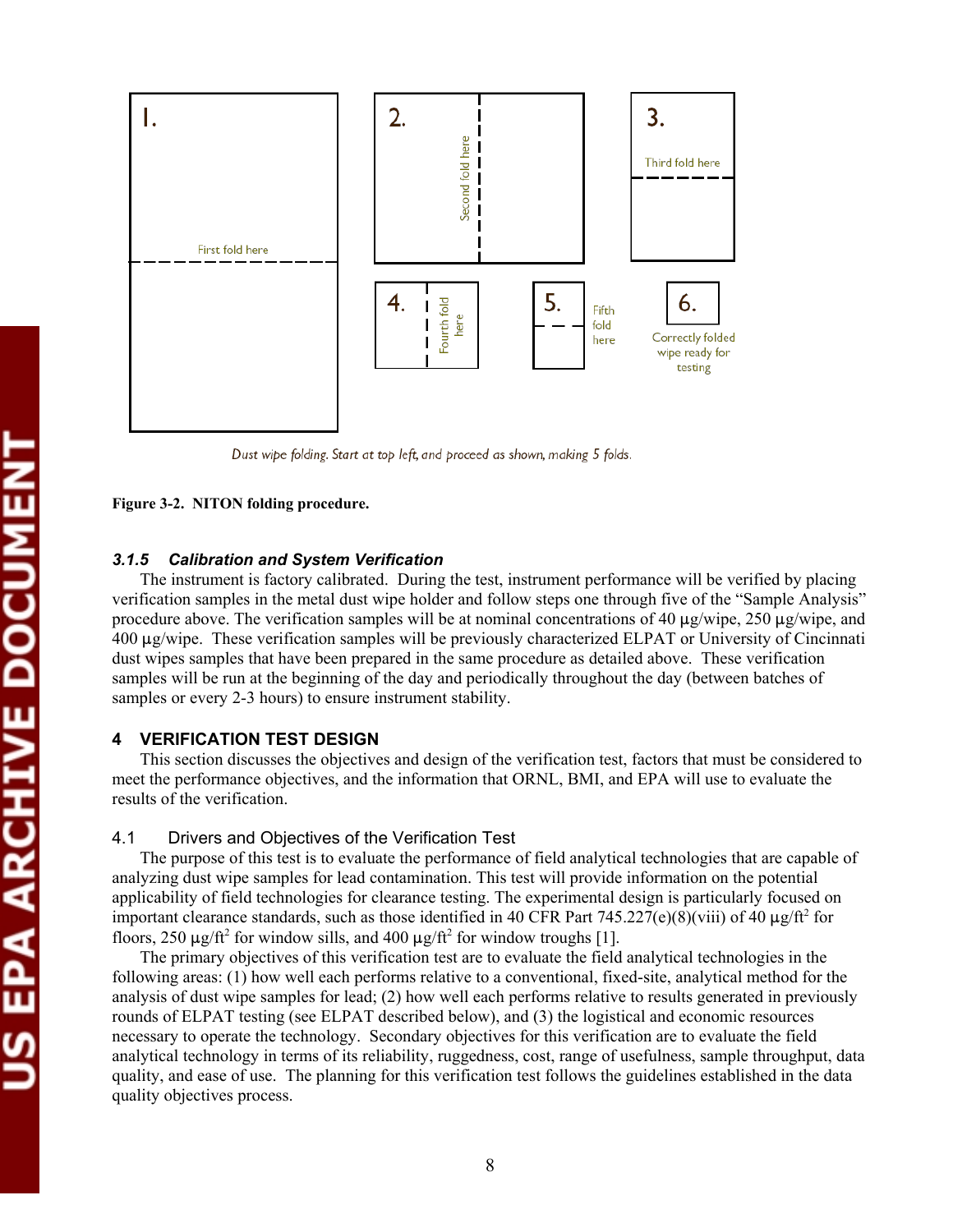1. First fold here

2. Second fold here

3. Third fold here

4. Fourth fold here

5. Fifth fold here

6. Correctly folded wipe ready for testing

*Dust wipe folding. Start at top left, and proceed as shown, making 5 folds.*

**Figure 3-2. NITON folding procedure.**

### *3.1.5 Calibration and System Verification*

The instrument is factory calibrated. During the test, instrument performance will be verified by placing verification samples in the metal dust wipe holder and follow steps one through five of the "Sample Analysis" procedure above. The verification samples will be at nominal concentrations of 40 µg/wipe, 250 µg/wipe, and 400 µg/wipe. These verification samples will be previously characterized ELPAT or University of Cincinnati dust wipes samples that have been prepared in the same procedure as detailed above. These verification samples will be run at the beginning of the day and periodically throughout the day (between batches of samples or every 2-3 hours) to ensure instrument stability.

# 4 VERIFICATION TEST DESIGN

This section discusses the objectives and design of the verification test, factors that must be considered to meet the performance objectives, and the information that ORNL, BMI, and EPA will use to evaluate the results of the verification.

## 4.1 Drivers and Objectives of the Verification Test

The purpose of this test is to evaluate the performance of field analytical technologies that are capable of analyzing dust wipe samples for lead contamination. This test will provide information on the potential applicability of field technologies for clearance testing. The experimental design is particularly focused on important clearance standards, such as those identified in 40 CFR Part 745.227(e)(8)(viii) of 40 µg/ft$^2$ for floors, 250 µg/ft$^2$ for window sills, and 400 µg/ft$^2$ for window troughs [1].

The primary objectives of this verification test are to evaluate the field analytical technologies in the following areas: (1) how well each performs relative to a conventional, fixed-site, analytical method for the analysis of dust wipe samples for lead; (2) how well each performs relative to results generated in previously rounds of ELPAT testing (see ELPAT described below), and (3) the logistical and economic resources necessary to operate the technology. Secondary objectives for this verification are to evaluate the field analytical technology in terms of its reliability, ruggedness, cost, range of usefulness, sample throughput, data quality, and ease of use. The planning for this verification test follows the guidelines established in the data quality objectives process.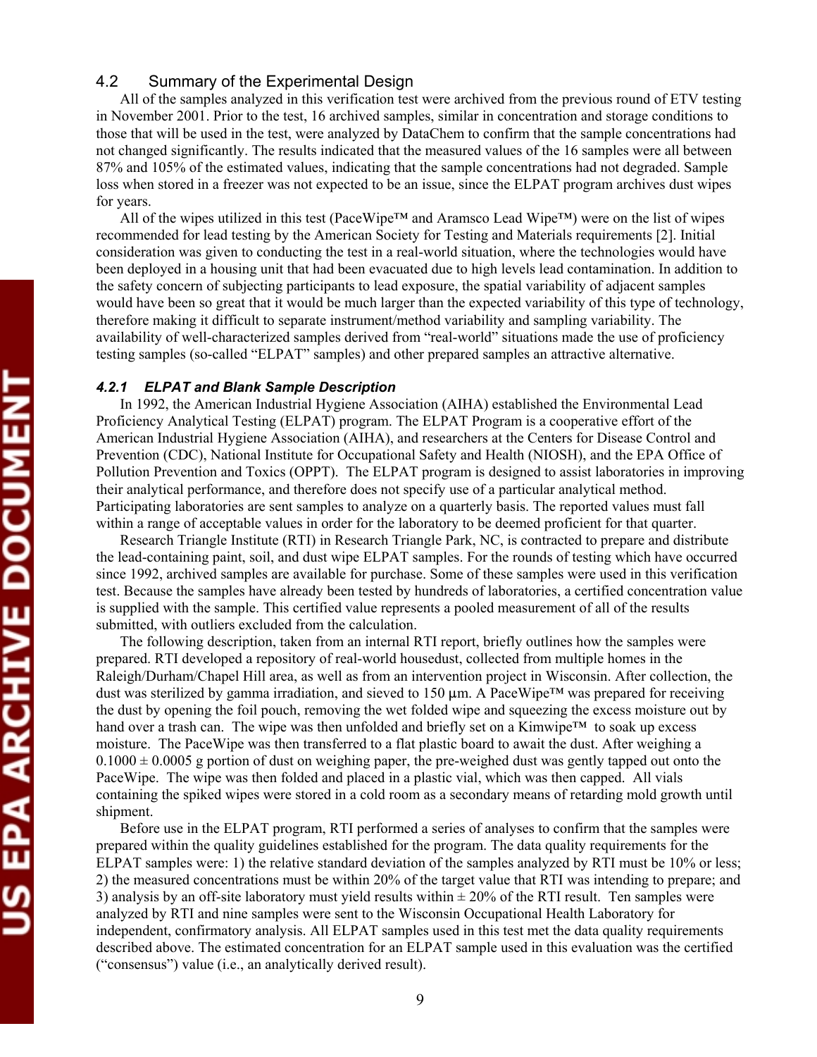## 4.2 Summary of the Experimental Design

All of the samples analyzed in this verification test were archived from the previous round of ETV testing in November 2001. Prior to the test, 16 archived samples, similar in concentration and storage conditions to those that will be used in the test, were analyzed by DataChem to confirm that the sample concentrations had not changed significantly. The results indicated that the measured values of the 16 samples were all between 87% and 105% of the estimated values, indicating that the sample concentrations had not degraded. Sample loss when stored in a freezer was not expected to be an issue, since the ELPAT program archives dust wipes for years.

All of the wipes utilized in this test (PaceWipe™ and Aramsco Lead Wipe™) were on the list of wipes recommended for lead testing by the American Society for Testing and Materials requirements [2]. Initial consideration was given to conducting the test in a real-world situation, where the technologies would have been deployed in a housing unit that had been evacuated due to high levels lead contamination. In addition to the safety concern of subjecting participants to lead exposure, the spatial variability of adjacent samples would have been so great that it would be much larger than the expected variability of this type of technology, therefore making it difficult to separate instrument/method variability and sampling variability. The availability of well-characterized samples derived from "real-world" situations made the use of proficiency testing samples (so-called "ELPAT" samples) and other prepared samples an attractive alternative.

### *4.2.1 ELPAT and Blank Sample Description*

In 1992, the American Industrial Hygiene Association (AIHA) established the Environmental Lead Proficiency Analytical Testing (ELPAT) program. The ELPAT Program is a cooperative effort of the American Industrial Hygiene Association (AIHA), and researchers at the Centers for Disease Control and Prevention (CDC), National Institute for Occupational Safety and Health (NIOSH), and the EPA Office of Pollution Prevention and Toxics (OPPT). The ELPAT program is designed to assist laboratories in improving their analytical performance, and therefore does not specify use of a particular analytical method. Participating laboratories are sent samples to analyze on a quarterly basis. The reported values must fall within a range of acceptable values in order for the laboratory to be deemed proficient for that quarter.

Research Triangle Institute (RTI) in Research Triangle Park, NC, is contracted to prepare and distribute the lead-containing paint, soil, and dust wipe ELPAT samples. For the rounds of testing which have occurred since 1992, archived samples are available for purchase. Some of these samples were used in this verification test. Because the samples have already been tested by hundreds of laboratories, a certified concentration value is supplied with the sample. This certified value represents a pooled measurement of all of the results submitted, with outliers excluded from the calculation.

The following description, taken from an internal RTI report, briefly outlines how the samples were prepared. RTI developed a repository of real-world housedust, collected from multiple homes in the Raleigh/Durham/Chapel Hill area, as well as from an intervention project in Wisconsin. After collection, the dust was sterilized by gamma irradiation, and sieved to 150 µm. A PaceWipe™ was prepared for receiving the dust by opening the foil pouch, removing the wet folded wipe and squeezing the excess moisture out by hand over a trash can. The wipe was then unfolded and briefly set on a Kimwipe™ to soak up excess moisture. The PaceWipe was then transferred to a flat plastic board to await the dust. After weighing a $0.1000 \pm 0.0005$ g portion of dust on weighing paper, the pre-weighed dust was gently tapped out onto the PaceWipe. The wipe was then folded and placed in a plastic vial, which was then capped. All vials containing the spiked wipes were stored in a cold room as a secondary means of retarding mold growth until shipment.

Before use in the ELPAT program, RTI performed a series of analyses to confirm that the samples were prepared within the quality guidelines established for the program. The data quality requirements for the ELPAT samples were: 1) the relative standard deviation of the samples analyzed by RTI must be 10% or less; 2) the measured concentrations must be within 20% of the target value that RTI was intending to prepare; and 3) analysis by an off-site laboratory must yield results within ± 20% of the RTI result. Ten samples were analyzed by RTI and nine samples were sent to the Wisconsin Occupational Health Laboratory for independent, confirmatory analysis. All ELPAT samples used in this test met the data quality requirements described above. The estimated concentration for an ELPAT sample used in this evaluation was the certified ("consensus") value (i.e., an analytically derived result).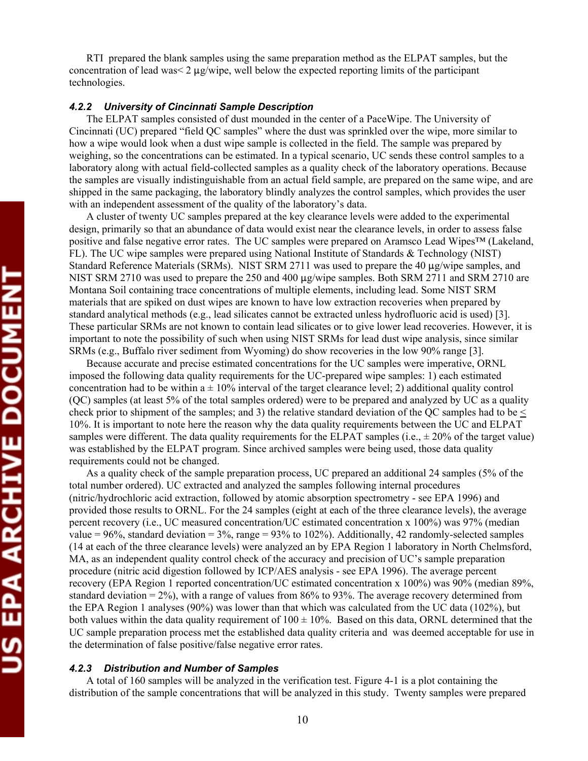RTI prepared the blank samples using the same preparation method as the ELPAT samples, but the concentration of lead was< 2 µg/wipe, well below the expected reporting limits of the participant technologies.

### *4.2.2 University of Cincinnati Sample Description*

The ELPAT samples consisted of dust mounded in the center of a PaceWipe. The University of Cincinnati (UC) prepared "field QC samples" where the dust was sprinkled over the wipe, more similar to how a wipe would look when a dust wipe sample is collected in the field. The sample was prepared by weighing, so the concentrations can be estimated. In a typical scenario, UC sends these control samples to a laboratory along with actual field-collected samples as a quality check of the laboratory operations. Because the samples are visually indistinguishable from an actual field sample, are prepared on the same wipe, and are shipped in the same packaging, the laboratory blindly analyzes the control samples, which provides the user with an independent assessment of the quality of the laboratory's data.

A cluster of twenty UC samples prepared at the key clearance levels were added to the experimental design, primarily so that an abundance of data would exist near the clearance levels, in order to assess false positive and false negative error rates. The UC samples were prepared on Aramsco Lead Wipes™ (Lakeland, FL). The UC wipe samples were prepared using National Institute of Standards & Technology (NIST) Standard Reference Materials (SRMs). NIST SRM 2711 was used to prepare the 40 µg/wipe samples, and NIST SRM 2710 was used to prepare the 250 and 400 µg/wipe samples. Both SRM 2711 and SRM 2710 are Montana Soil containing trace concentrations of multiple elements, including lead. Some NIST SRM materials that are spiked on dust wipes are known to have low extraction recoveries when prepared by standard analytical methods (e.g., lead silicates cannot be extracted unless hydrofluoric acid is used) [3]. These particular SRMs are not known to contain lead silicates or to give lower lead recoveries. However, it is important to note the possibility of such when using NIST SRMs for lead dust wipe analysis, since similar SRMs (e.g., Buffalo river sediment from Wyoming) do show recoveries in the low 90% range [3].

Because accurate and precise estimated concentrations for the UC samples were imperative, ORNL imposed the following data quality requirements for the UC-prepared wipe samples: 1) each estimated concentration had to be within a ± 10% interval of the target clearance level; 2) additional quality control (QC) samples (at least 5% of the total samples ordered) were to be prepared and analyzed by UC as a quality check prior to shipment of the samples; and 3) the relative standard deviation of the QC samples had to be ≤ 10%. It is important to note here the reason why the data quality requirements between the UC and ELPAT samples were different. The data quality requirements for the ELPAT samples (i.e., ± 20% of the target value) was established by the ELPAT program. Since archived samples were being used, those data quality requirements could not be changed.

As a quality check of the sample preparation process, UC prepared an additional 24 samples (5% of the total number ordered). UC extracted and analyzed the samples following internal procedures (nitric/hydrochloric acid extraction, followed by atomic absorption spectrometry - see EPA 1996) and provided those results to ORNL. For the 24 samples (eight at each of the three clearance levels), the average percent recovery (i.e., UC measured concentration/UC estimated concentration x 100%) was 97% (median value = 96%, standard deviation = 3%, range = 93% to 102%). Additionally, 42 randomly-selected samples (14 at each of the three clearance levels) were analyzed an by EPA Region 1 laboratory in North Chelmsford, MA, as an independent quality control check of the accuracy and precision of UC's sample preparation procedure (nitric acid digestion followed by ICP/AES analysis - see EPA 1996). The average percent recovery (EPA Region 1 reported concentration/UC estimated concentration x 100%) was 90% (median 89%, standard deviation = 2%), with a range of values from 86% to 93%. The average recovery determined from the EPA Region 1 analyses (90%) was lower than that which was calculated from the UC data (102%), but both values within the data quality requirement of 100 ± 10%. Based on this data, ORNL determined that the UC sample preparation process met the established data quality criteria and was deemed acceptable for use in the determination of false positive/false negative error rates.

### *4.2.3 Distribution and Number of Samples*

A total of 160 samples will be analyzed in the verification test. Figure 4-1 is a plot containing the distribution of the sample concentrations that will be analyzed in this study. Twenty samples were prepared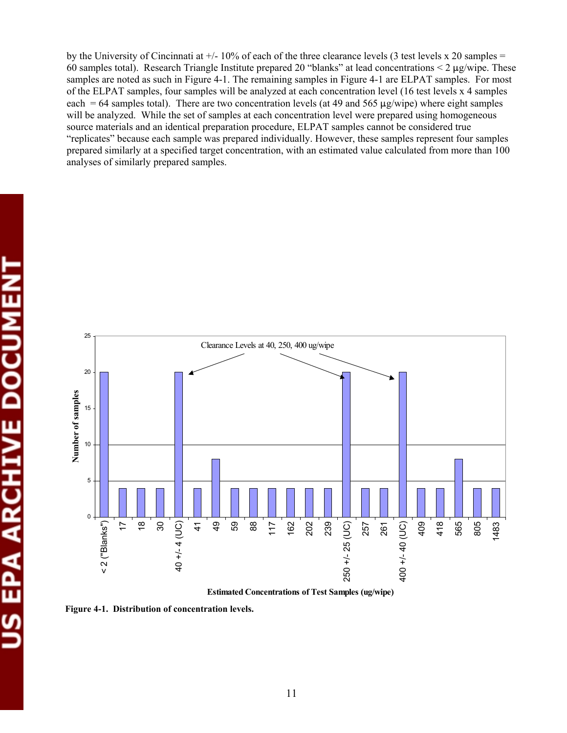by the University of Cincinnati at +/- 10% of each of the three clearance levels (3 test levels x 20 samples = 60 samples total). Research Triangle Institute prepared 20 "blanks" at lead concentrations < 2 µg/wipe. These samples are noted as such in Figure 4-1. The remaining samples in Figure 4-1 are ELPAT samples. For most of the ELPAT samples, four samples will be analyzed at each concentration level (16 test levels x 4 samples each = 64 samples total). There are two concentration levels (at 49 and 565 µg/wipe) where eight samples will be analyzed. While the set of samples at each concentration level were prepared using homogeneous source materials and an identical preparation procedure, ELPAT samples cannot be considered true "replicates" because each sample was prepared individually. However, these samples represent four samples prepared similarly at a specified target concentration, with an estimated value calculated from more than 100 analyses of similarly prepared samples.

| Estimated Concentrations of Test Samples (ug/wipe) | Number of samples |
|---|---|
| < 2 ("Blanks") | 20 |
| 17 | 4 |
| 18 | 4 |
| 30 | 4 |
| 40 +/- 4 (UC) | 20 |
| 41 | 4 |
| 49 | 8 |
| 59 | 4 |
| 88 | 4 |
| 117 | 4 |
| 162 | 4 |
| 202 | 4 |
| 239 | 4 |
| 250 +/- 25 (UC) | 20 |
| 257 | 4 |
| 261 | 4 |
| 400 +/- 40 (UC) | 20 |
| 409 | 4 |
| 418 | 4 |
| 565 | 8 |
| 805 | 4 |
| 1483 | 4 |

Clearance Levels at 40, 250, 400 ug/wipe

**Figure 4-1. Distribution of concentration levels.**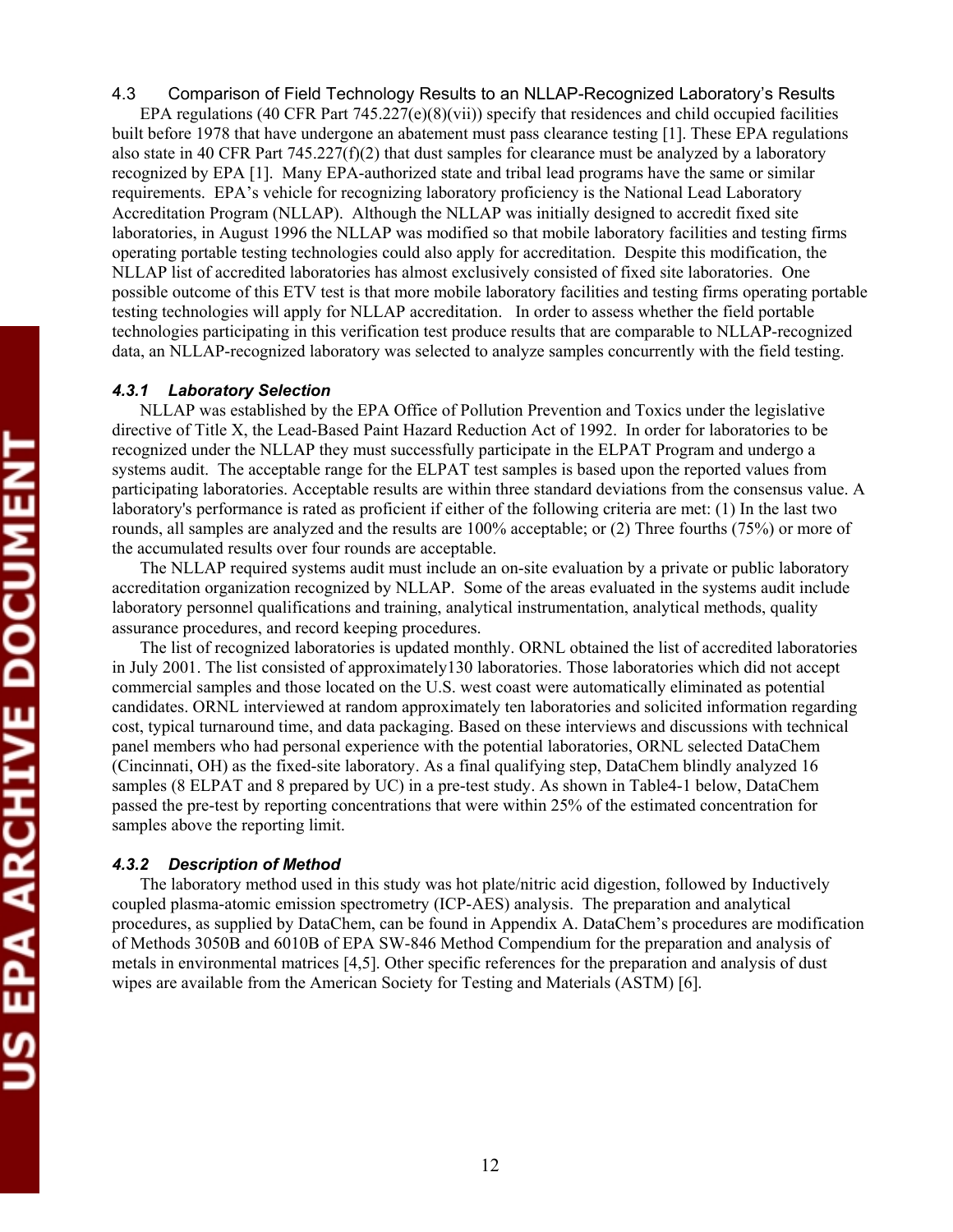## 4.3 Comparison of Field Technology Results to an NLLAP-Recognized Laboratory's Results

EPA regulations (40 CFR Part 745.227(e)(8)(vii)) specify that residences and child occupied facilities built before 1978 that have undergone an abatement must pass clearance testing [1]. These EPA regulations also state in 40 CFR Part 745.227(f)(2) that dust samples for clearance must be analyzed by a laboratory recognized by EPA [1]. Many EPA-authorized state and tribal lead programs have the same or similar requirements. EPA's vehicle for recognizing laboratory proficiency is the National Lead Laboratory Accreditation Program (NLLAP). Although the NLLAP was initially designed to accredit fixed site laboratories, in August 1996 the NLLAP was modified so that mobile laboratory facilities and testing firms operating portable testing technologies could also apply for accreditation. Despite this modification, the NLLAP list of accredited laboratories has almost exclusively consisted of fixed site laboratories. One possible outcome of this ETV test is that more mobile laboratory facilities and testing firms operating portable testing technologies will apply for NLLAP accreditation. In order to assess whether the field portable technologies participating in this verification test produce results that are comparable to NLLAP-recognized data, an NLLAP-recognized laboratory was selected to analyze samples concurrently with the field testing.

### *4.3.1 Laboratory Selection*

NLLAP was established by the EPA Office of Pollution Prevention and Toxics under the legislative directive of Title X, the Lead-Based Paint Hazard Reduction Act of 1992. In order for laboratories to be recognized under the NLLAP they must successfully participate in the ELPAT Program and undergo a systems audit. The acceptable range for the ELPAT test samples is based upon the reported values from participating laboratories. Acceptable results are within three standard deviations from the consensus value. A laboratory's performance is rated as proficient if either of the following criteria are met: (1) In the last two rounds, all samples are analyzed and the results are 100% acceptable; or (2) Three fourths (75%) or more of the accumulated results over four rounds are acceptable.

The NLLAP required systems audit must include an on-site evaluation by a private or public laboratory accreditation organization recognized by NLLAP. Some of the areas evaluated in the systems audit include laboratory personnel qualifications and training, analytical instrumentation, analytical methods, quality assurance procedures, and record keeping procedures.

The list of recognized laboratories is updated monthly. ORNL obtained the list of accredited laboratories in July 2001. The list consisted of approximately130 laboratories. Those laboratories which did not accept commercial samples and those located on the U.S. west coast were automatically eliminated as potential candidates. ORNL interviewed at random approximately ten laboratories and solicited information regarding cost, typical turnaround time, and data packaging. Based on these interviews and discussions with technical panel members who had personal experience with the potential laboratories, ORNL selected DataChem (Cincinnati, OH) as the fixed-site laboratory. As a final qualifying step, DataChem blindly analyzed 16 samples (8 ELPAT and 8 prepared by UC) in a pre-test study. As shown in Table4-1 below, DataChem passed the pre-test by reporting concentrations that were within 25% of the estimated concentration for samples above the reporting limit.

### *4.3.2 Description of Method*

The laboratory method used in this study was hot plate/nitric acid digestion, followed by Inductively coupled plasma-atomic emission spectrometry (ICP-AES) analysis. The preparation and analytical procedures, as supplied by DataChem, can be found in Appendix A. DataChem's procedures are modification of Methods 3050B and 6010B of EPA SW-846 Method Compendium for the preparation and analysis of metals in environmental matrices [4,5]. Other specific references for the preparation and analysis of dust wipes are available from the American Society for Testing and Materials (ASTM) [6].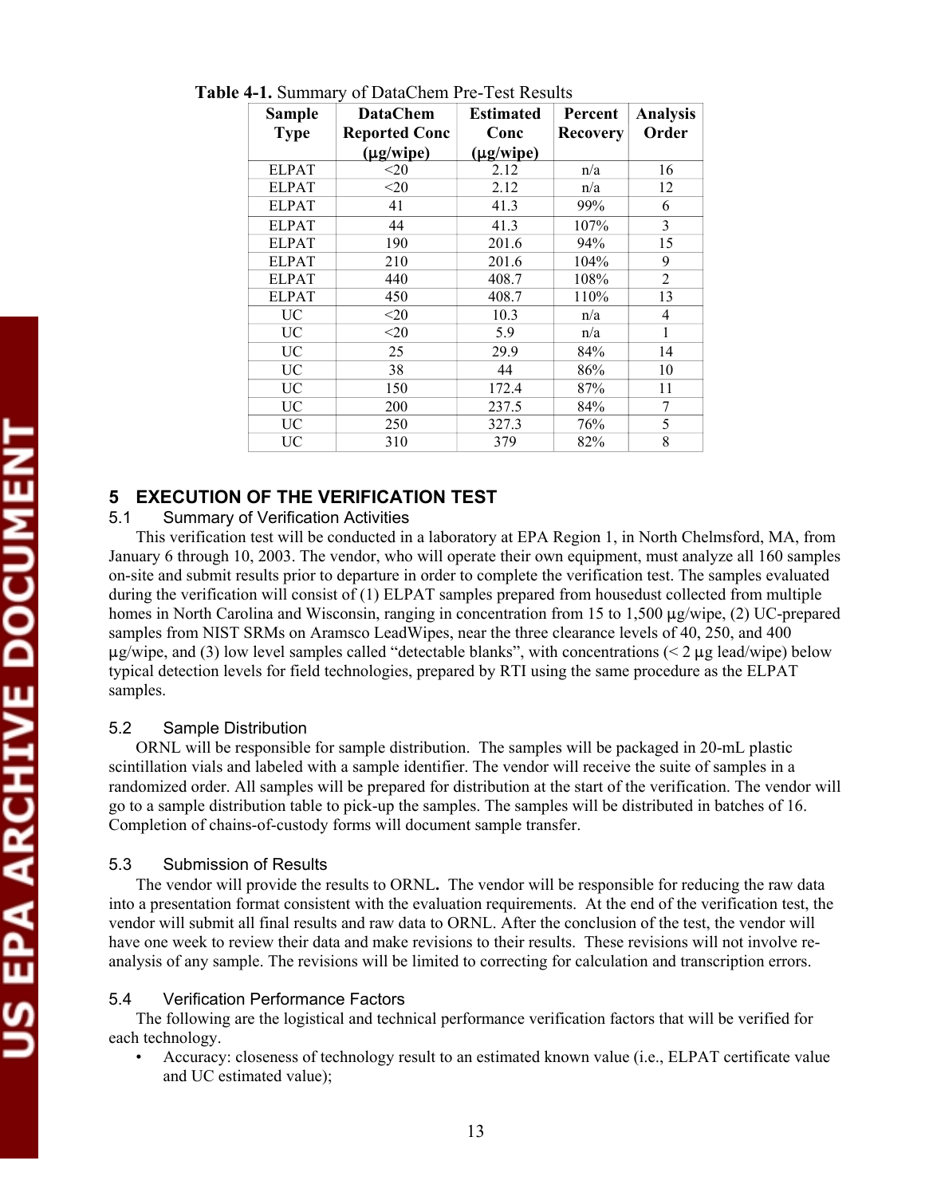**Table 4-1.** Summary of DataChem Pre-Test Results

| Sample Type | DataChem Reported Conc (µg/wipe) | Estimated Conc (µg/wipe) | Percent Recovery | Analysis Order |
|---|---|---|---|---|
| ELPAT | <20 | 2.12 | n/a | 16 |
| ELPAT | <20 | 2.12 | n/a | 12 |
| ELPAT | 41 | 41.3 | 99% | 6 |
| ELPAT | 44 | 41.3 | 107% | 3 |
| ELPAT | 190 | 201.6 | 94% | 15 |
| ELPAT | 210 | 201.6 | 104% | 9 |
| ELPAT | 440 | 408.7 | 108% | 2 |
| ELPAT | 450 | 408.7 | 110% | 13 |
| UC | <20 | 10.3 | n/a | 4 |
| UC | <20 | 5.9 | n/a | 1 |
| UC | 25 | 29.9 | 84% | 14 |
| UC | 38 | 44 | 86% | 10 |
| UC | 150 | 172.4 | 87% | 11 |
| UC | 200 | 237.5 | 84% | 7 |
| UC | 250 | 327.3 | 76% | 5 |
| UC | 310 | 379 | 82% | 8 |

# 5 EXECUTION OF THE VERIFICATION TEST

## 5.1 Summary of Verification Activities

This verification test will be conducted in a laboratory at EPA Region 1, in North Chelmsford, MA, from January 6 through 10, 2003. The vendor, who will operate their own equipment, must analyze all 160 samples on-site and submit results prior to departure in order to complete the verification test. The samples evaluated during the verification will consist of (1) ELPAT samples prepared from housedust collected from multiple homes in North Carolina and Wisconsin, ranging in concentration from 15 to 1,500 µg/wipe, (2) UC-prepared samples from NIST SRMs on Aramsco LeadWipes, near the three clearance levels of 40, 250, and 400 µg/wipe, and (3) low level samples called "detectable blanks", with concentrations (< 2 µg lead/wipe) below typical detection levels for field technologies, prepared by RTI using the same procedure as the ELPAT samples.

## 5.2 Sample Distribution

ORNL will be responsible for sample distribution. The samples will be packaged in 20-mL plastic scintillation vials and labeled with a sample identifier. The vendor will receive the suite of samples in a randomized order. All samples will be prepared for distribution at the start of the verification. The vendor will go to a sample distribution table to pick-up the samples. The samples will be distributed in batches of 16. Completion of chains-of-custody forms will document sample transfer.

## 5.3 Submission of Results

The vendor will provide the results to ORNL. The vendor will be responsible for reducing the raw data into a presentation format consistent with the evaluation requirements. At the end of the verification test, the vendor will submit all final results and raw data to ORNL. After the conclusion of the test, the vendor will have one week to review their data and make revisions to their results. These revisions will not involve re-analysis of any sample. The revisions will be limited to correcting for calculation and transcription errors.

## 5.4 Verification Performance Factors

The following are the logistical and technical performance verification factors that will be verified for each technology.

- Accuracy: closeness of technology result to an estimated known value (i.e., ELPAT certificate value and UC estimated value);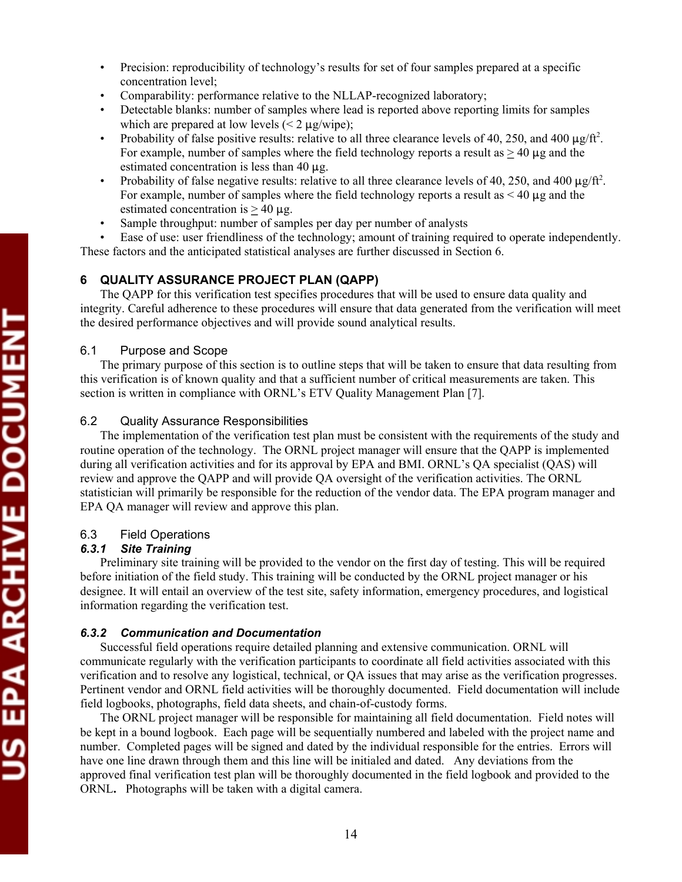- Precision: reproducibility of technology's results for set of four samples prepared at a specific concentration level;
- Comparability: performance relative to the NLLAP-recognized laboratory;
- Detectable blanks: number of samples where lead is reported above reporting limits for samples which are prepared at low levels (< 2 µg/wipe);
- Probability of false positive results: relative to all three clearance levels of 40, 250, and 400 µg/ft$^2$. For example, number of samples where the field technology reports a result as $\geq$ 40 µg and the estimated concentration is less than 40 µg.
- Probability of false negative results: relative to all three clearance levels of 40, 250, and 400 µg/ft$^2$. For example, number of samples where the field technology reports a result as < 40 µg and the estimated concentration is $\geq$ 40 µg.
- Sample throughput: number of samples per day per number of analysts
- Ease of use: user friendliness of the technology; amount of training required to operate independently.

These factors and the anticipated statistical analyses are further discussed in Section 6.

# 6 QUALITY ASSURANCE PROJECT PLAN (QAPP)

The QAPP for this verification test specifies procedures that will be used to ensure data quality and integrity. Careful adherence to these procedures will ensure that data generated from the verification will meet the desired performance objectives and will provide sound analytical results.

## 6.1 Purpose and Scope

The primary purpose of this section is to outline steps that will be taken to ensure that data resulting from this verification is of known quality and that a sufficient number of critical measurements are taken. This section is written in compliance with ORNL's ETV Quality Management Plan [7].

## 6.2 Quality Assurance Responsibilities

The implementation of the verification test plan must be consistent with the requirements of the study and routine operation of the technology. The ORNL project manager will ensure that the QAPP is implemented during all verification activities and for its approval by EPA and BMI. ORNL's QA specialist (QAS) will review and approve the QAPP and will provide QA oversight of the verification activities. The ORNL statistician will primarily be responsible for the reduction of the vendor data. The EPA program manager and EPA QA manager will review and approve this plan.

## 6.3 Field Operations

### *6.3.1 Site Training*

Preliminary site training will be provided to the vendor on the first day of testing. This will be required before initiation of the field study. This training will be conducted by the ORNL project manager or his designee. It will entail an overview of the test site, safety information, emergency procedures, and logistical information regarding the verification test.

### *6.3.2 Communication and Documentation*

Successful field operations require detailed planning and extensive communication. ORNL will communicate regularly with the verification participants to coordinate all field activities associated with this verification and to resolve any logistical, technical, or QA issues that may arise as the verification progresses. Pertinent vendor and ORNL field activities will be thoroughly documented. Field documentation will include field logbooks, photographs, field data sheets, and chain-of-custody forms.

The ORNL project manager will be responsible for maintaining all field documentation. Field notes will be kept in a bound logbook. Each page will be sequentially numbered and labeled with the project name and number. Completed pages will be signed and dated by the individual responsible for the entries. Errors will have one line drawn through them and this line will be initialed and dated. Any deviations from the approved final verification test plan will be thoroughly documented in the field logbook and provided to the ORNL. Photographs will be taken with a digital camera.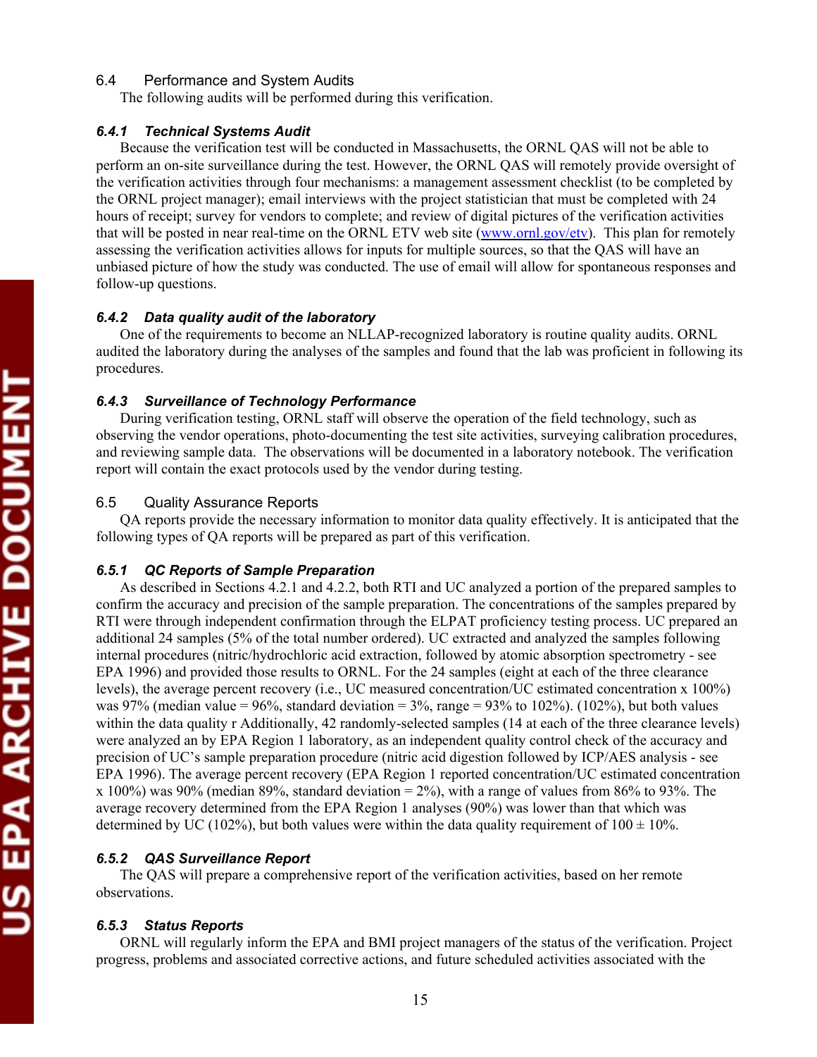## 6.4 Performance and System Audits

The following audits will be performed during this verification.

### *6.4.1 Technical Systems Audit*

Because the verification test will be conducted in Massachusetts, the ORNL QAS will not be able to perform an on-site surveillance during the test. However, the ORNL QAS will remotely provide oversight of the verification activities through four mechanisms: a management assessment checklist (to be completed by the ORNL project manager); email interviews with the project statistician that must be completed with 24 hours of receipt; survey for vendors to complete; and review of digital pictures of the verification activities that will be posted in near real-time on the ORNL ETV web site (www.ornl.gov/etv). This plan for remotely assessing the verification activities allows for inputs for multiple sources, so that the QAS will have an unbiased picture of how the study was conducted. The use of email will allow for spontaneous responses and follow-up questions.

### *6.4.2 Data quality audit of the laboratory*

One of the requirements to become an NLLAP-recognized laboratory is routine quality audits. ORNL audited the laboratory during the analyses of the samples and found that the lab was proficient in following its procedures.

### *6.4.3 Surveillance of Technology Performance*

During verification testing, ORNL staff will observe the operation of the field technology, such as observing the vendor operations, photo-documenting the test site activities, surveying calibration procedures, and reviewing sample data. The observations will be documented in a laboratory notebook. The verification report will contain the exact protocols used by the vendor during testing.

## 6.5 Quality Assurance Reports

QA reports provide the necessary information to monitor data quality effectively. It is anticipated that the following types of QA reports will be prepared as part of this verification.

### *6.5.1 QC Reports of Sample Preparation*

As described in Sections 4.2.1 and 4.2.2, both RTI and UC analyzed a portion of the prepared samples to confirm the accuracy and precision of the sample preparation. The concentrations of the samples prepared by RTI were through independent confirmation through the ELPAT proficiency testing process. UC prepared an additional 24 samples (5% of the total number ordered). UC extracted and analyzed the samples following internal procedures (nitric/hydrochloric acid extraction, followed by atomic absorption spectrometry - see EPA 1996) and provided those results to ORNL. For the 24 samples (eight at each of the three clearance levels), the average percent recovery (i.e., UC measured concentration/UC estimated concentration x 100%) was 97% (median value = 96%, standard deviation = 3%, range = 93% to 102%). (102%), but both values within the data quality r Additionally, 42 randomly-selected samples (14 at each of the three clearance levels) were analyzed an by EPA Region 1 laboratory, as an independent quality control check of the accuracy and precision of UC's sample preparation procedure (nitric acid digestion followed by ICP/AES analysis - see EPA 1996). The average percent recovery (EPA Region 1 reported concentration/UC estimated concentration x 100%) was 90% (median 89%, standard deviation = 2%), with a range of values from 86% to 93%. The average recovery determined from the EPA Region 1 analyses (90%) was lower than that which was determined by UC (102%), but both values were within the data quality requirement of 100 ± 10%.

### *6.5.2 QAS Surveillance Report*

The QAS will prepare a comprehensive report of the verification activities, based on her remote observations.

### *6.5.3 Status Reports*

ORNL will regularly inform the EPA and BMI project managers of the status of the verification. Project progress, problems and associated corrective actions, and future scheduled activities associated with the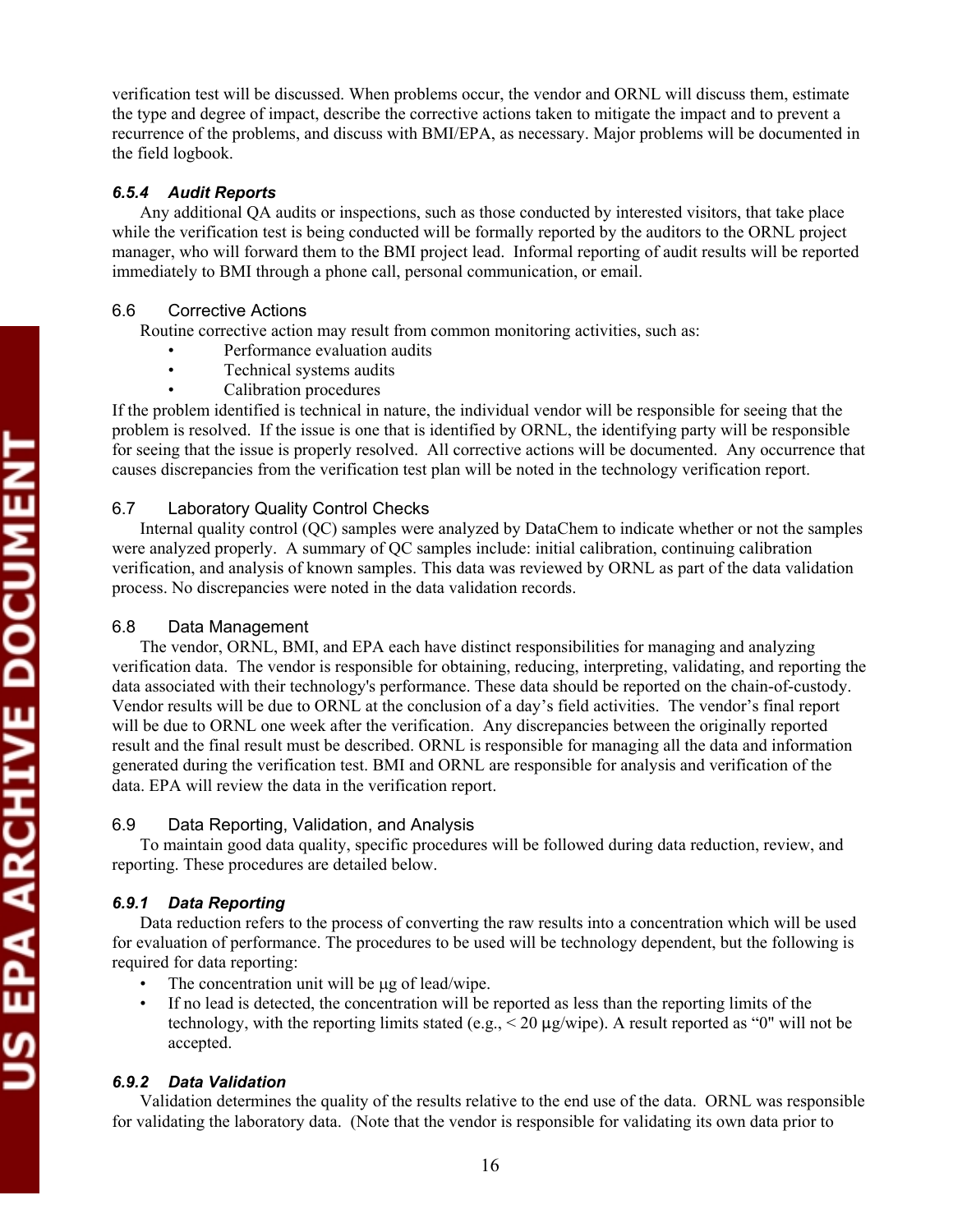verification test will be discussed. When problems occur, the vendor and ORNL will discuss them, estimate the type and degree of impact, describe the corrective actions taken to mitigate the impact and to prevent a recurrence of the problems, and discuss with BMI/EPA, as necessary. Major problems will be documented in the field logbook.

#### *6.5.4 Audit Reports*

Any additional QA audits or inspections, such as those conducted by interested visitors, that take place while the verification test is being conducted will be formally reported by the auditors to the ORNL project manager, who will forward them to the BMI project lead. Informal reporting of audit results will be reported immediately to BMI through a phone call, personal communication, or email.

### 6.6 Corrective Actions

Routine corrective action may result from common monitoring activities, such as:

- Performance evaluation audits
- Technical systems audits
- Calibration procedures

If the problem identified is technical in nature, the individual vendor will be responsible for seeing that the problem is resolved. If the issue is one that is identified by ORNL, the identifying party will be responsible for seeing that the issue is properly resolved. All corrective actions will be documented. Any occurrence that causes discrepancies from the verification test plan will be noted in the technology verification report.

### 6.7 Laboratory Quality Control Checks

Internal quality control (QC) samples were analyzed by DataChem to indicate whether or not the samples were analyzed properly. A summary of QC samples include: initial calibration, continuing calibration verification, and analysis of known samples. This data was reviewed by ORNL as part of the data validation process. No discrepancies were noted in the data validation records.

### 6.8 Data Management

The vendor, ORNL, BMI, and EPA each have distinct responsibilities for managing and analyzing verification data. The vendor is responsible for obtaining, reducing, interpreting, validating, and reporting the data associated with their technology's performance. These data should be reported on the chain-of-custody. Vendor results will be due to ORNL at the conclusion of a day's field activities. The vendor's final report will be due to ORNL one week after the verification. Any discrepancies between the originally reported result and the final result must be described. ORNL is responsible for managing all the data and information generated during the verification test. BMI and ORNL are responsible for analysis and verification of the data. EPA will review the data in the verification report.

### 6.9 Data Reporting, Validation, and Analysis

To maintain good data quality, specific procedures will be followed during data reduction, review, and reporting. These procedures are detailed below.

#### *6.9.1 Data Reporting*

Data reduction refers to the process of converting the raw results into a concentration which will be used for evaluation of performance. The procedures to be used will be technology dependent, but the following is required for data reporting:

- The concentration unit will be µg of lead/wipe.
- If no lead is detected, the concentration will be reported as less than the reporting limits of the technology, with the reporting limits stated (e.g., < 20 µg/wipe). A result reported as "0" will not be accepted.

#### *6.9.2 Data Validation*

Validation determines the quality of the results relative to the end use of the data. ORNL was responsible for validating the laboratory data. (Note that the vendor is responsible for validating its own data prior to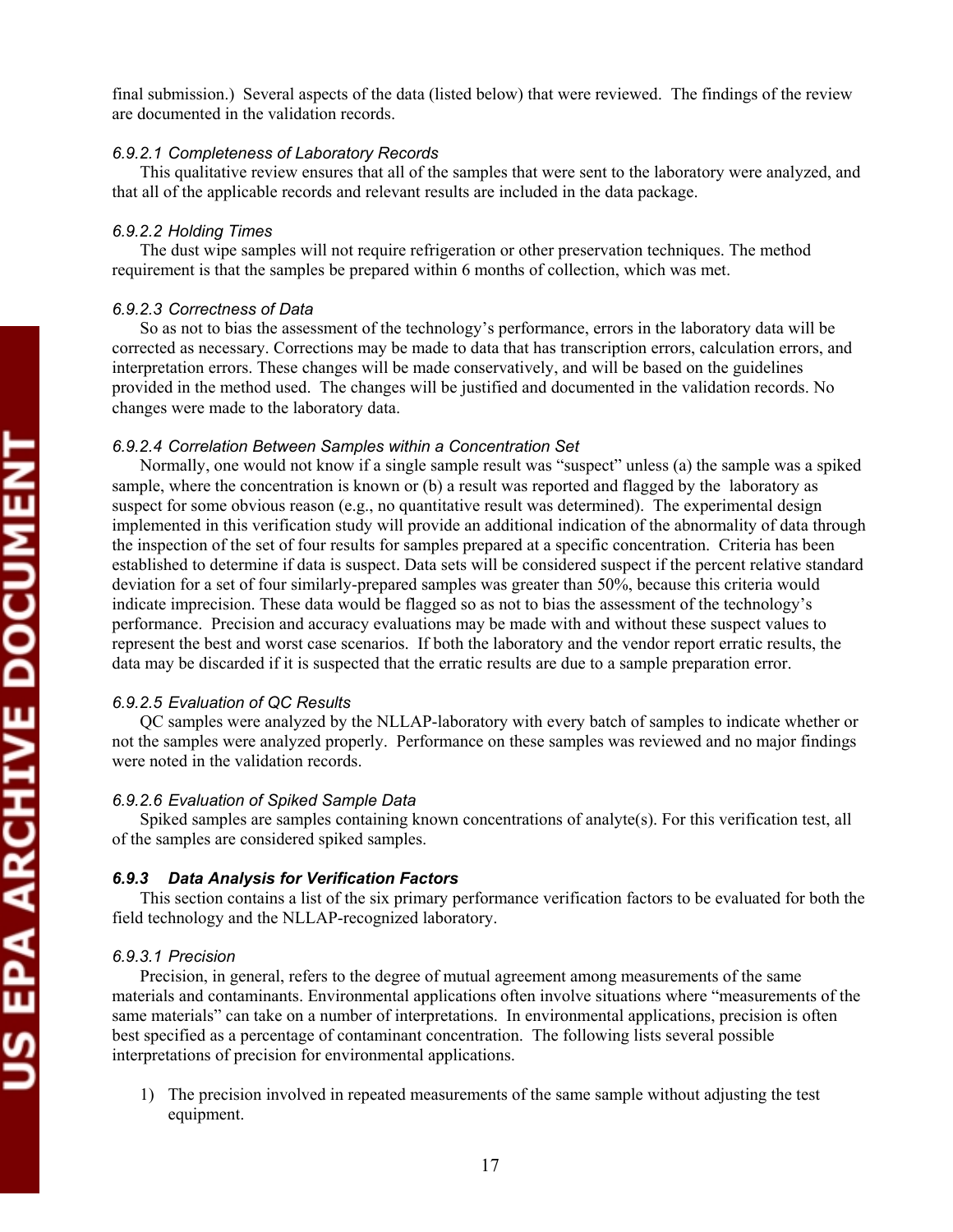final submission.) Several aspects of the data (listed below) that were reviewed. The findings of the review are documented in the validation records.

#### *6.9.2.1 Completeness of Laboratory Records*

This qualitative review ensures that all of the samples that were sent to the laboratory were analyzed, and that all of the applicable records and relevant results are included in the data package.

#### *6.9.2.2 Holding Times*

The dust wipe samples will not require refrigeration or other preservation techniques. The method requirement is that the samples be prepared within 6 months of collection, which was met.

#### *6.9.2.3 Correctness of Data*

So as not to bias the assessment of the technology's performance, errors in the laboratory data will be corrected as necessary. Corrections may be made to data that has transcription errors, calculation errors, and interpretation errors. These changes will be made conservatively, and will be based on the guidelines provided in the method used. The changes will be justified and documented in the validation records. No changes were made to the laboratory data.

#### *6.9.2.4 Correlation Between Samples within a Concentration Set*

Normally, one would not know if a single sample result was "suspect" unless (a) the sample was a spiked sample, where the concentration is known or (b) a result was reported and flagged by the laboratory as suspect for some obvious reason (e.g., no quantitative result was determined). The experimental design implemented in this verification study will provide an additional indication of the abnormality of data through the inspection of the set of four results for samples prepared at a specific concentration. Criteria has been established to determine if data is suspect. Data sets will be considered suspect if the percent relative standard deviation for a set of four similarly-prepared samples was greater than 50%, because this criteria would indicate imprecision. These data would be flagged so as not to bias the assessment of the technology's performance. Precision and accuracy evaluations may be made with and without these suspect values to represent the best and worst case scenarios. If both the laboratory and the vendor report erratic results, the data may be discarded if it is suspected that the erratic results are due to a sample preparation error.

#### *6.9.2.5 Evaluation of QC Results*

QC samples were analyzed by the NLLAP-laboratory with every batch of samples to indicate whether or not the samples were analyzed properly. Performance on these samples was reviewed and no major findings were noted in the validation records.

#### *6.9.2.6 Evaluation of Spiked Sample Data*

Spiked samples are samples containing known concentrations of analyte(s). For this verification test, all of the samples are considered spiked samples.

### ***6.9.3 Data Analysis for Verification Factors***

This section contains a list of the six primary performance verification factors to be evaluated for both the field technology and the NLLAP-recognized laboratory.

#### *6.9.3.1 Precision*

Precision, in general, refers to the degree of mutual agreement among measurements of the same materials and contaminants. Environmental applications often involve situations where "measurements of the same materials" can take on a number of interpretations. In environmental applications, precision is often best specified as a percentage of contaminant concentration. The following lists several possible interpretations of precision for environmental applications.

1) The precision involved in repeated measurements of the same sample without adjusting the test equipment.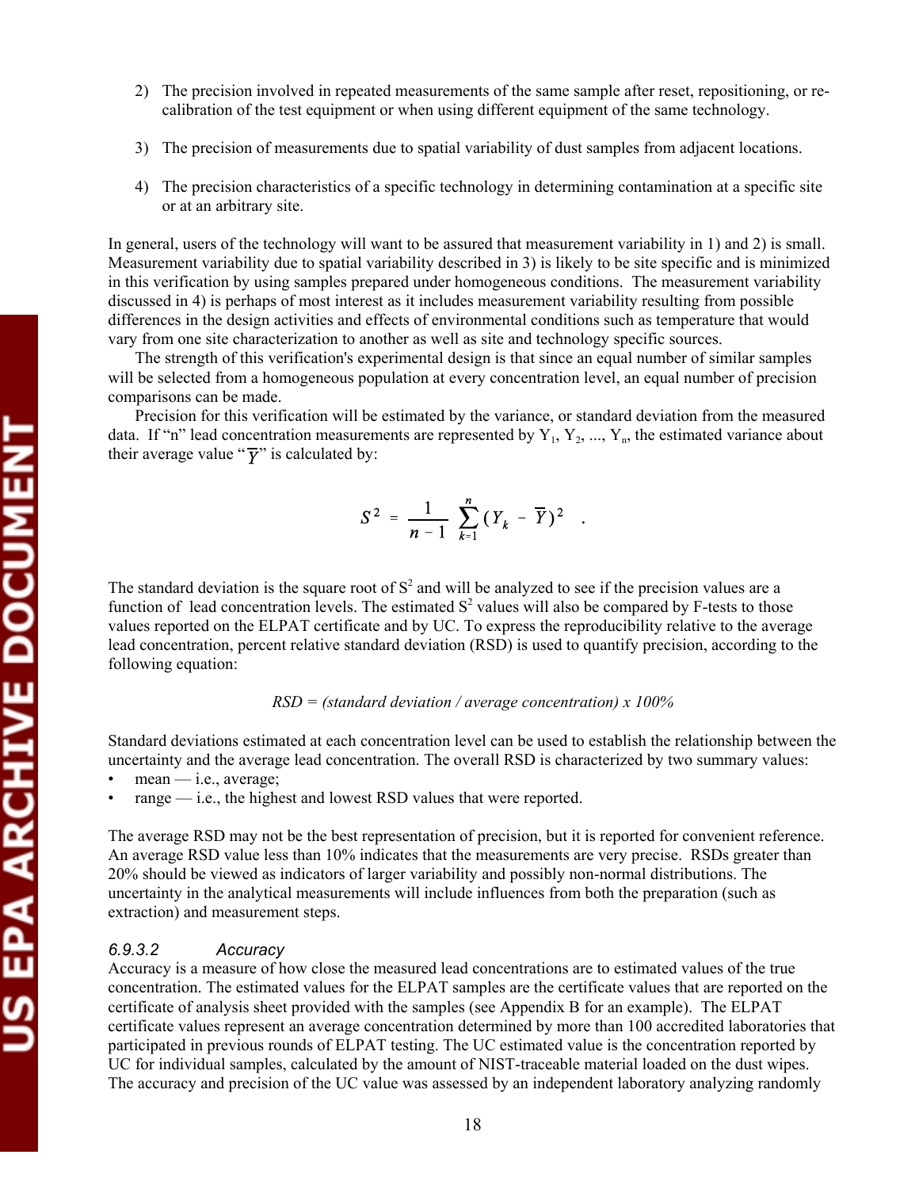2) The precision involved in repeated measurements of the same sample after reset, repositioning, or re-calibration of the test equipment or when using different equipment of the same technology.

3) The precision of measurements due to spatial variability of dust samples from adjacent locations.

4) The precision characteristics of a specific technology in determining contamination at a specific site or at an arbitrary site.

In general, users of the technology will want to be assured that measurement variability in 1) and 2) is small. Measurement variability due to spatial variability described in 3) is likely to be site specific and is minimized in this verification by using samples prepared under homogeneous conditions. The measurement variability discussed in 4) is perhaps of most interest as it includes measurement variability resulting from possible differences in the design activities and effects of environmental conditions such as temperature that would vary from one site characterization to another as well as site and technology specific sources.

The strength of this verification's experimental design is that since an equal number of similar samples will be selected from a homogeneous population at every concentration level, an equal number of precision comparisons can be made.

Precision for this verification will be estimated by the variance, or standard deviation from the measured data. If "n" lead concentration measurements are represented by $Y_1, Y_2, ..., Y_n$, the estimated variance about their average value "$\overline{Y}$" is calculated by:

$$S^2 = \frac{1}{n-1} \sum_{k=1}^{n} (Y_k - \overline{Y})^2 \quad .$$

The standard deviation is the square root of $S^2$ and will be analyzed to see if the precision values are a function of lead concentration levels. The estimated $S^2$ values will also be compared by F-tests to those values reported on the ELPAT certificate and by UC. To express the reproducibility relative to the average lead concentration, percent relative standard deviation (RSD) is used to quantify precision, according to the following equation:

*RSD = (standard deviation / average concentration) x 100%*

Standard deviations estimated at each concentration level can be used to establish the relationship between the uncertainty and the average lead concentration. The overall RSD is characterized by two summary values:

- mean — i.e., average;
- range — i.e., the highest and lowest RSD values that were reported.

The average RSD may not be the best representation of precision, but it is reported for convenient reference. An average RSD value less than 10% indicates that the measurements are very precise. RSDs greater than 20% should be viewed as indicators of larger variability and possibly non-normal distributions. The uncertainty in the analytical measurements will include influences from both the preparation (such as extraction) and measurement steps.

#### *6.9.3.2 Accuracy*

Accuracy is a measure of how close the measured lead concentrations are to estimated values of the true concentration. The estimated values for the ELPAT samples are the certificate values that are reported on the certificate of analysis sheet provided with the samples (see Appendix B for an example). The ELPAT certificate values represent an average concentration determined by more than 100 accredited laboratories that participated in previous rounds of ELPAT testing. The UC estimated value is the concentration reported by UC for individual samples, calculated by the amount of NIST-traceable material loaded on the dust wipes. The accuracy and precision of the UC value was assessed by an independent laboratory analyzing randomly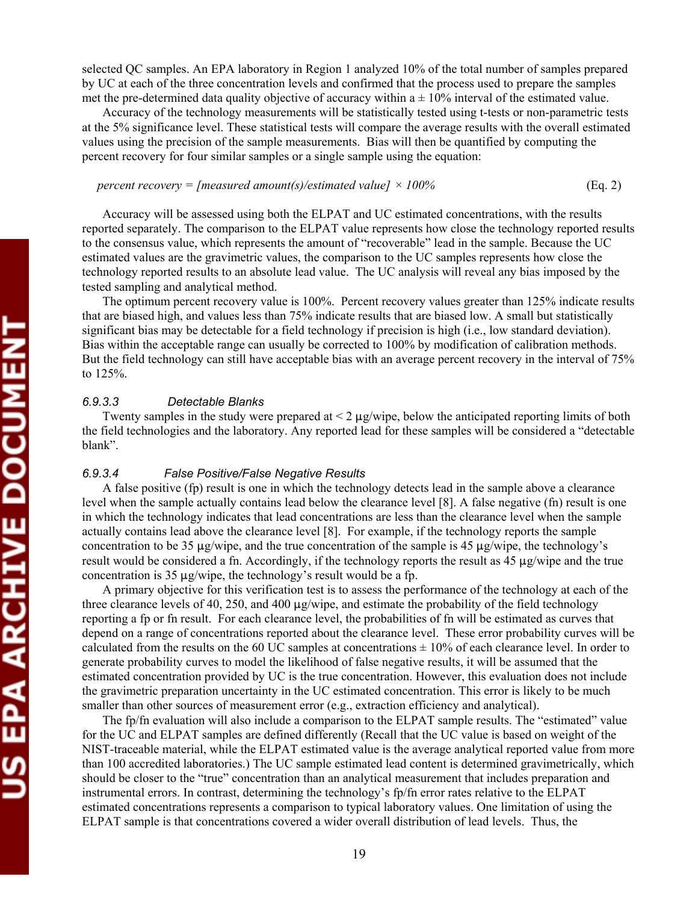selected QC samples. An EPA laboratory in Region 1 analyzed 10% of the total number of samples prepared by UC at each of the three concentration levels and confirmed that the process used to prepare the samples met the pre-determined data quality objective of accuracy within a ± 10% interval of the estimated value.

Accuracy of the technology measurements will be statistically tested using t-tests or non-parametric tests at the 5% significance level. These statistical tests will compare the average results with the overall estimated values using the precision of the sample measurements. Bias will then be quantified by computing the percent recovery for four similar samples or a single sample using the equation:

$$\textit{percent recovery} = [\textit{measured amount(s)}/\textit{estimated value}] \times 100\% \qquad \text{(Eq. 2)}$$

Accuracy will be assessed using both the ELPAT and UC estimated concentrations, with the results reported separately. The comparison to the ELPAT value represents how close the technology reported results to the consensus value, which represents the amount of "recoverable" lead in the sample. Because the UC estimated values are the gravimetric values, the comparison to the UC samples represents how close the technology reported results to an absolute lead value. The UC analysis will reveal any bias imposed by the tested sampling and analytical method.

The optimum percent recovery value is 100%. Percent recovery values greater than 125% indicate results that are biased high, and values less than 75% indicate results that are biased low. A small but statistically significant bias may be detectable for a field technology if precision is high (i.e., low standard deviation). Bias within the acceptable range can usually be corrected to 100% by modification of calibration methods. But the field technology can still have acceptable bias with an average percent recovery in the interval of 75% to 125%.

#### *6.9.3.3 Detectable Blanks*

Twenty samples in the study were prepared at < 2 µg/wipe, below the anticipated reporting limits of both the field technologies and the laboratory. Any reported lead for these samples will be considered a "detectable blank".

#### *6.9.3.4 False Positive/False Negative Results*

A false positive (fp) result is one in which the technology detects lead in the sample above a clearance level when the sample actually contains lead below the clearance level [8]. A false negative (fn) result is one in which the technology indicates that lead concentrations are less than the clearance level when the sample actually contains lead above the clearance level [8]. For example, if the technology reports the sample concentration to be 35 µg/wipe, and the true concentration of the sample is 45 µg/wipe, the technology's result would be considered a fn. Accordingly, if the technology reports the result as 45 µg/wipe and the true concentration is 35 µg/wipe, the technology's result would be a fp.

A primary objective for this verification test is to assess the performance of the technology at each of the three clearance levels of 40, 250, and 400 µg/wipe, and estimate the probability of the field technology reporting a fp or fn result. For each clearance level, the probabilities of fn will be estimated as curves that depend on a range of concentrations reported about the clearance level. These error probability curves will be calculated from the results on the 60 UC samples at concentrations ± 10% of each clearance level. In order to generate probability curves to model the likelihood of false negative results, it will be assumed that the estimated concentration provided by UC is the true concentration. However, this evaluation does not include the gravimetric preparation uncertainty in the UC estimated concentration. This error is likely to be much smaller than other sources of measurement error (e.g., extraction efficiency and analytical).

The fp/fn evaluation will also include a comparison to the ELPAT sample results. The "estimated" value for the UC and ELPAT samples are defined differently (Recall that the UC value is based on weight of the NIST-traceable material, while the ELPAT estimated value is the average analytical reported value from more than 100 accredited laboratories.) The UC sample estimated lead content is determined gravimetrically, which should be closer to the "true" concentration than an analytical measurement that includes preparation and instrumental errors. In contrast, determining the technology's fp/fn error rates relative to the ELPAT estimated concentrations represents a comparison to typical laboratory values. One limitation of using the ELPAT sample is that concentrations covered a wider overall distribution of lead levels. Thus, the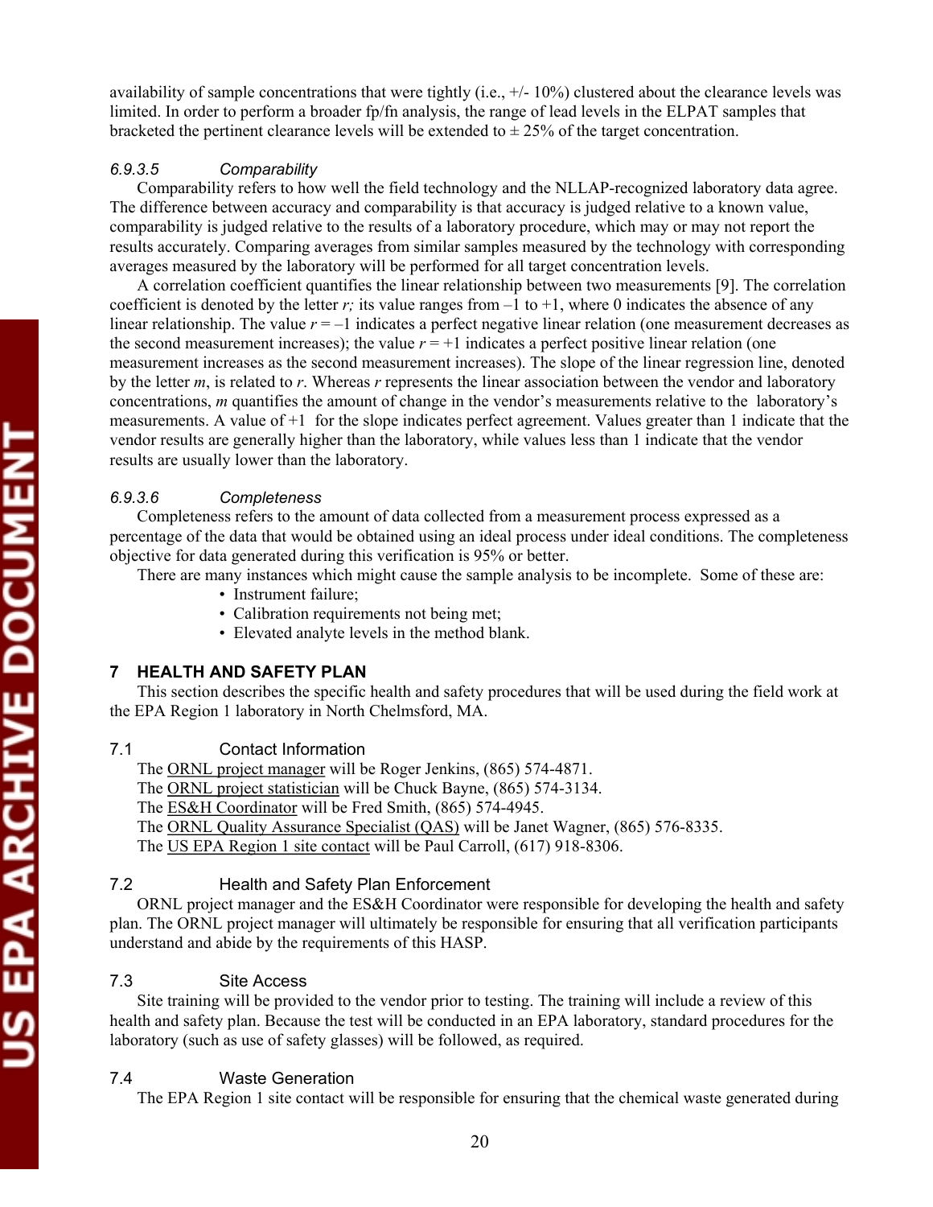availability of sample concentrations that were tightly (i.e., +/- 10%) clustered about the clearance levels was limited. In order to perform a broader fp/fn analysis, the range of lead levels in the ELPAT samples that bracketed the pertinent clearance levels will be extended to ± 25% of the target concentration.

#### *6.9.3.5 Comparability*

Comparability refers to how well the field technology and the NLLAP-recognized laboratory data agree. The difference between accuracy and comparability is that accuracy is judged relative to a known value, comparability is judged relative to the results of a laboratory procedure, which may or may not report the results accurately. Comparing averages from similar samples measured by the technology with corresponding averages measured by the laboratory will be performed for all target concentration levels.

A correlation coefficient quantifies the linear relationship between two measurements [9]. The correlation coefficient is denoted by the letter $r$; its value ranges from $-1$ to $+1$, where 0 indicates the absence of any linear relationship. The value $r = -1$ indicates a perfect negative linear relation (one measurement decreases as the second measurement increases); the value $r = +1$ indicates a perfect positive linear relation (one measurement increases as the second measurement increases). The slope of the linear regression line, denoted by the letter $m$, is related to $r$. Whereas $r$ represents the linear association between the vendor and laboratory concentrations, $m$ quantifies the amount of change in the vendor's measurements relative to the laboratory's measurements. A value of +1 for the slope indicates perfect agreement. Values greater than 1 indicate that the vendor results are generally higher than the laboratory, while values less than 1 indicate that the vendor results are usually lower than the laboratory.

#### *6.9.3.6 Completeness*

Completeness refers to the amount of data collected from a measurement process expressed as a percentage of the data that would be obtained using an ideal process under ideal conditions. The completeness objective for data generated during this verification is 95% or better.

There are many instances which might cause the sample analysis to be incomplete. Some of these are:

- Instrument failure;
- Calibration requirements not being met;
- Elevated analyte levels in the method blank.

## 7 HEALTH AND SAFETY PLAN

This section describes the specific health and safety procedures that will be used during the field work at the EPA Region 1 laboratory in North Chelmsford, MA.

### 7.1 Contact Information

The ORNL project manager will be Roger Jenkins, (865) 574-4871.
The ORNL project statistician will be Chuck Bayne, (865) 574-3134.
The ES&H Coordinator will be Fred Smith, (865) 574-4945.
The ORNL Quality Assurance Specialist (QAS) will be Janet Wagner, (865) 576-8335.
The US EPA Region 1 site contact will be Paul Carroll, (617) 918-8306.

### 7.2 Health and Safety Plan Enforcement

ORNL project manager and the ES&H Coordinator were responsible for developing the health and safety plan. The ORNL project manager will ultimately be responsible for ensuring that all verification participants understand and abide by the requirements of this HASP.

### 7.3 Site Access

Site training will be provided to the vendor prior to testing. The training will include a review of this health and safety plan. Because the test will be conducted in an EPA laboratory, standard procedures for the laboratory (such as use of safety glasses) will be followed, as required.

### 7.4 Waste Generation

The EPA Region 1 site contact will be responsible for ensuring that the chemical waste generated during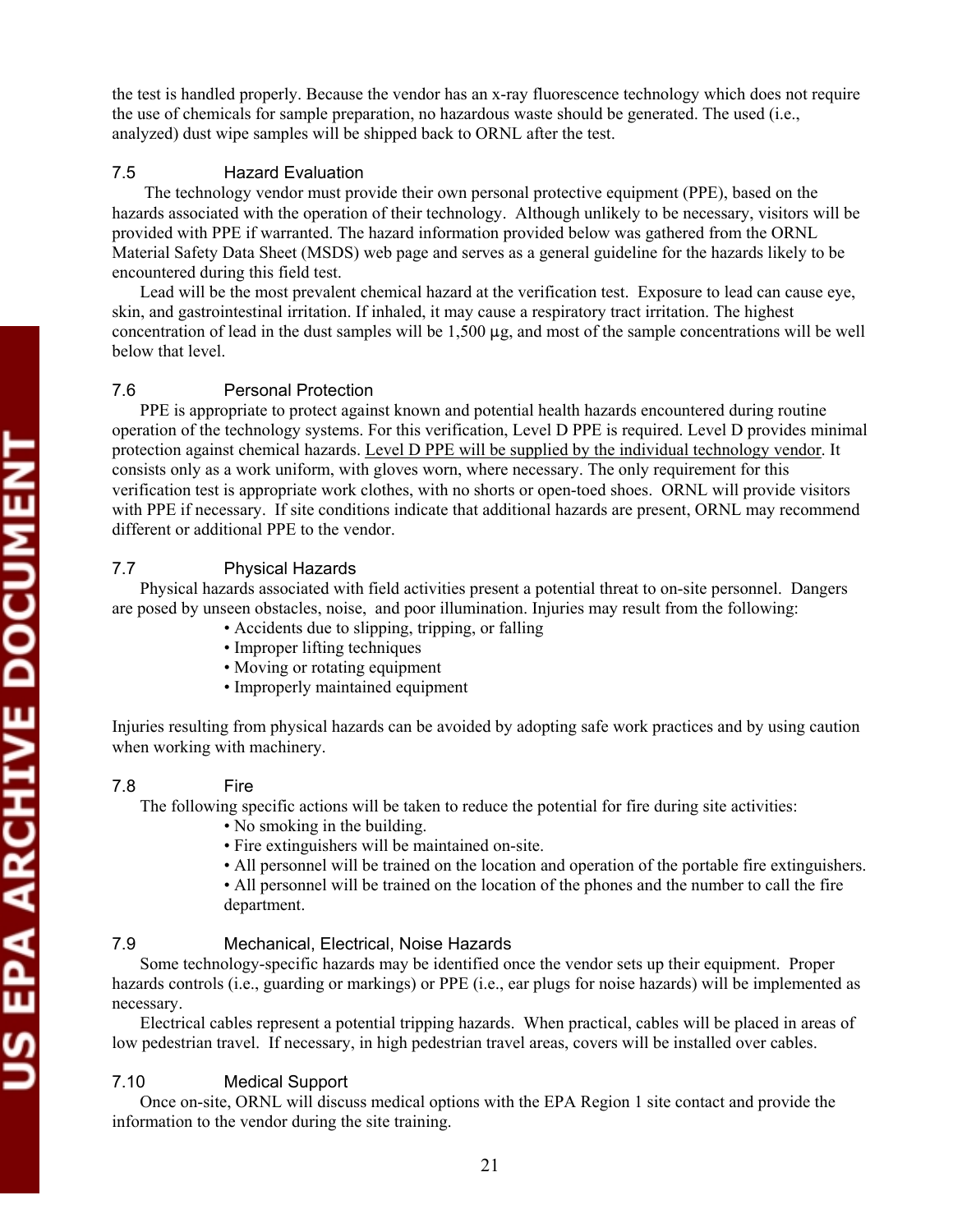the test is handled properly. Because the vendor has an x-ray fluorescence technology which does not require the use of chemicals for sample preparation, no hazardous waste should be generated. The used (i.e., analyzed) dust wipe samples will be shipped back to ORNL after the test.

### 7.5 Hazard Evaluation

The technology vendor must provide their own personal protective equipment (PPE), based on the hazards associated with the operation of their technology. Although unlikely to be necessary, visitors will be provided with PPE if warranted. The hazard information provided below was gathered from the ORNL Material Safety Data Sheet (MSDS) web page and serves as a general guideline for the hazards likely to be encountered during this field test.

Lead will be the most prevalent chemical hazard at the verification test. Exposure to lead can cause eye, skin, and gastrointestinal irritation. If inhaled, it may cause a respiratory tract irritation. The highest concentration of lead in the dust samples will be 1,500 µg, and most of the sample concentrations will be well below that level.

### 7.6 Personal Protection

PPE is appropriate to protect against known and potential health hazards encountered during routine operation of the technology systems. For this verification, Level D PPE is required. Level D provides minimal protection against chemical hazards. <u>Level D PPE will be supplied by the individual technology vendor</u>. It consists only as a work uniform, with gloves worn, where necessary. The only requirement for this verification test is appropriate work clothes, with no shorts or open-toed shoes. ORNL will provide visitors with PPE if necessary. If site conditions indicate that additional hazards are present, ORNL may recommend different or additional PPE to the vendor.

### 7.7 Physical Hazards

Physical hazards associated with field activities present a potential threat to on-site personnel. Dangers are posed by unseen obstacles, noise, and poor illumination. Injuries may result from the following:

- Accidents due to slipping, tripping, or falling
- Improper lifting techniques
- Moving or rotating equipment
- Improperly maintained equipment

Injuries resulting from physical hazards can be avoided by adopting safe work practices and by using caution when working with machinery.

### 7.8 Fire

The following specific actions will be taken to reduce the potential for fire during site activities:

- No smoking in the building.
- Fire extinguishers will be maintained on-site.
- All personnel will be trained on the location and operation of the portable fire extinguishers.
- All personnel will be trained on the location of the phones and the number to call the fire department.

### 7.9 Mechanical, Electrical, Noise Hazards

Some technology-specific hazards may be identified once the vendor sets up their equipment. Proper hazards controls (i.e., guarding or markings) or PPE (i.e., ear plugs for noise hazards) will be implemented as necessary.

Electrical cables represent a potential tripping hazards. When practical, cables will be placed in areas of low pedestrian travel. If necessary, in high pedestrian travel areas, covers will be installed over cables.

### 7.10 Medical Support

Once on-site, ORNL will discuss medical options with the EPA Region 1 site contact and provide the information to the vendor during the site training.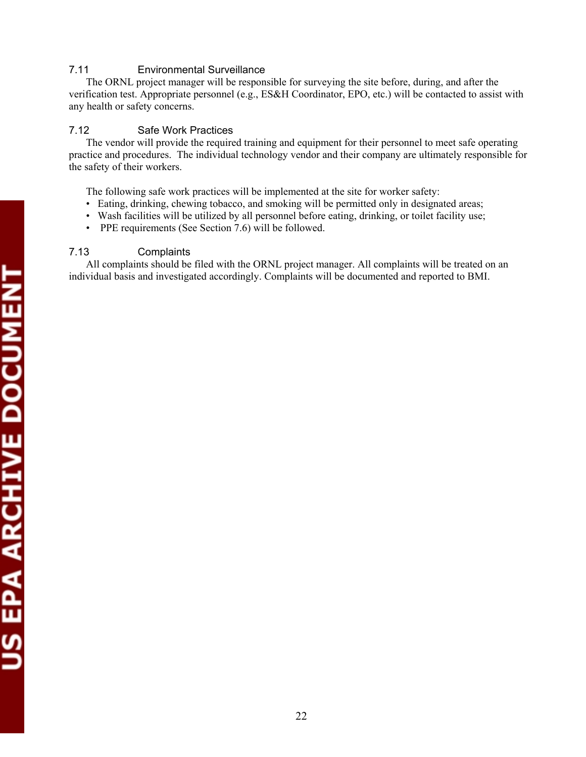### 7.11 Environmental Surveillance

The ORNL project manager will be responsible for surveying the site before, during, and after the verification test. Appropriate personnel (e.g., ES&H Coordinator, EPO, etc.) will be contacted to assist with any health or safety concerns.

### 7.12 Safe Work Practices

The vendor will provide the required training and equipment for their personnel to meet safe operating practice and procedures. The individual technology vendor and their company are ultimately responsible for the safety of their workers.

The following safe work practices will be implemented at the site for worker safety:

- Eating, drinking, chewing tobacco, and smoking will be permitted only in designated areas;
- Wash facilities will be utilized by all personnel before eating, drinking, or toilet facility use;
- PPE requirements (See Section 7.6) will be followed.

### 7.13 Complaints

All complaints should be filed with the ORNL project manager. All complaints will be treated on an individual basis and investigated accordingly. Complaints will be documented and reported to BMI.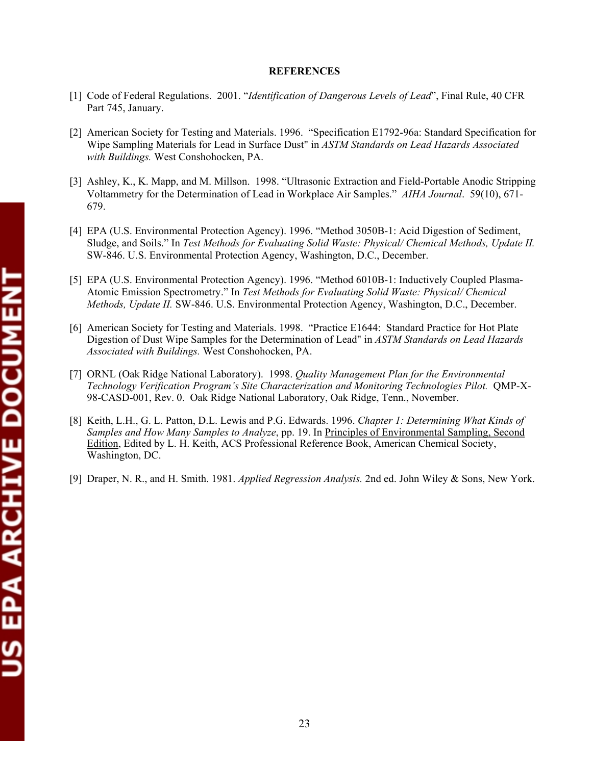# REFERENCES

[1] Code of Federal Regulations. 2001. "*Identification of Dangerous Levels of Lead*", Final Rule, 40 CFR Part 745, January.

[2] American Society for Testing and Materials. 1996. "Specification E1792-96a: Standard Specification for Wipe Sampling Materials for Lead in Surface Dust" in *ASTM Standards on Lead Hazards Associated with Buildings.* West Conshohocken, PA.

[3] Ashley, K., K. Mapp, and M. Millson. 1998. "Ultrasonic Extraction and Field-Portable Anodic Stripping Voltammetry for the Determination of Lead in Workplace Air Samples." *AIHA Journal*. 59(10), 671-679.

[4] EPA (U.S. Environmental Protection Agency). 1996. "Method 3050B-1: Acid Digestion of Sediment, Sludge, and Soils." In *Test Methods for Evaluating Solid Waste: Physical/ Chemical Methods, Update II.* SW-846. U.S. Environmental Protection Agency, Washington, D.C., December.

[5] EPA (U.S. Environmental Protection Agency). 1996. "Method 6010B-1: Inductively Coupled Plasma-Atomic Emission Spectrometry." In *Test Methods for Evaluating Solid Waste: Physical/ Chemical Methods, Update II.* SW-846. U.S. Environmental Protection Agency, Washington, D.C., December.

[6] American Society for Testing and Materials. 1998. "Practice E1644: Standard Practice for Hot Plate Digestion of Dust Wipe Samples for the Determination of Lead" in *ASTM Standards on Lead Hazards Associated with Buildings.* West Conshohocken, PA.

[7] ORNL (Oak Ridge National Laboratory). 1998. *Quality Management Plan for the Environmental Technology Verification Program's Site Characterization and Monitoring Technologies Pilot.* QMP-X-98-CASD-001, Rev. 0. Oak Ridge National Laboratory, Oak Ridge, Tenn., November.

[8] Keith, L.H., G. L. Patton, D.L. Lewis and P.G. Edwards. 1996. *Chapter 1: Determining What Kinds of Samples and How Many Samples to Analyze*, pp. 19. In Principles of Environmental Sampling, Second Edition, Edited by L. H. Keith, ACS Professional Reference Book, American Chemical Society, Washington, DC.

[9] Draper, N. R., and H. Smith. 1981. *Applied Regression Analysis.* 2nd ed. John Wiley & Sons, New York.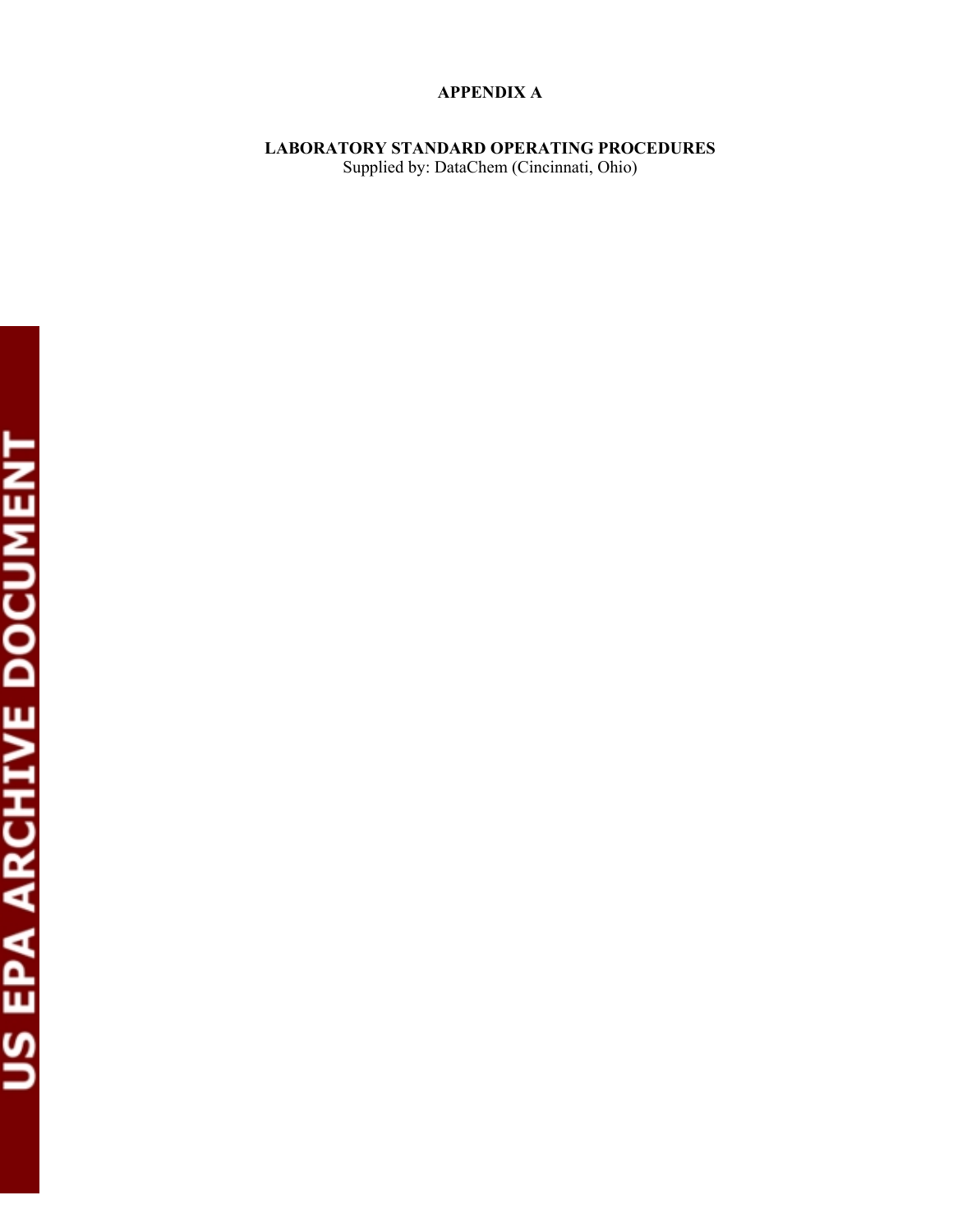# APPENDIX A

## LABORATORY STANDARD OPERATING PROCEDURES

Supplied by: DataChem (Cincinnati, Ohio)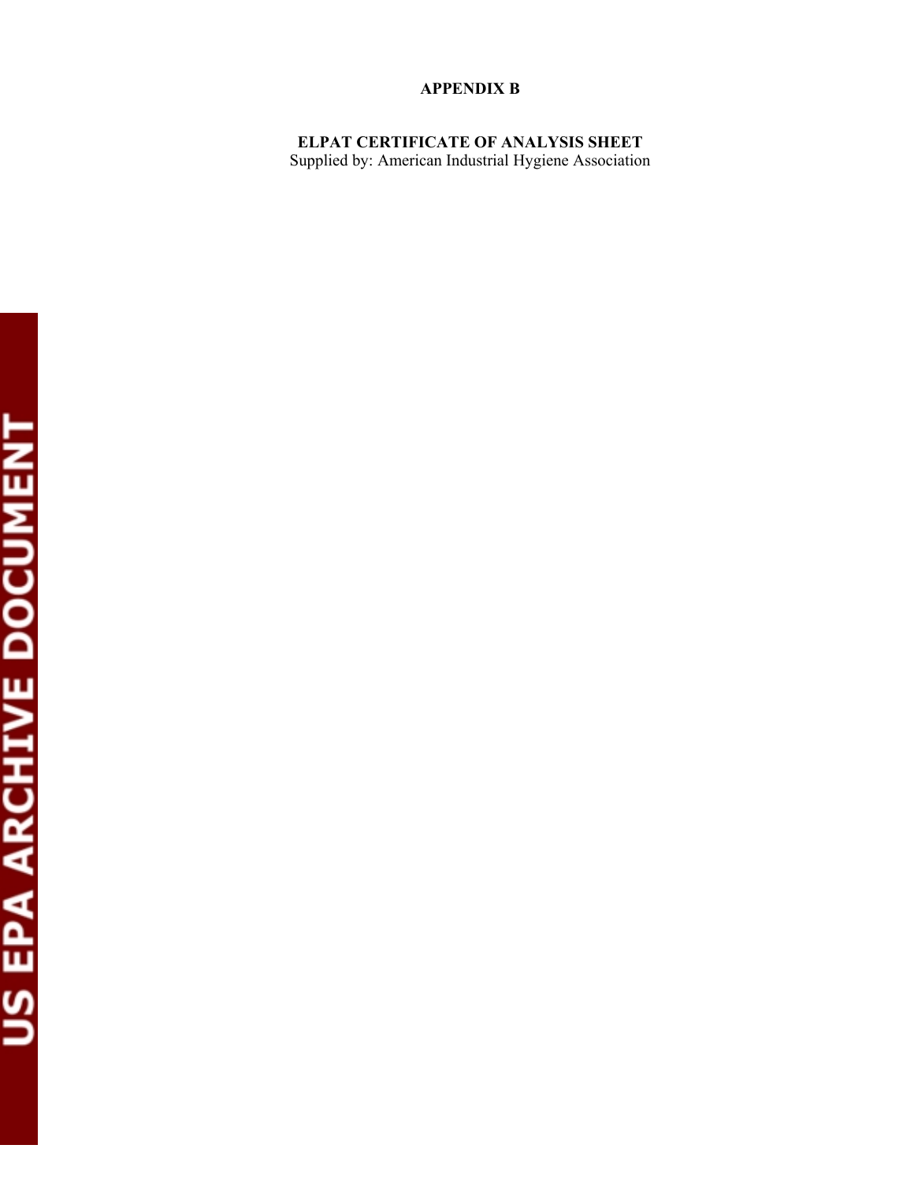# APPENDIX B

## ELPAT CERTIFICATE OF ANALYSIS SHEET

Supplied by: American Industrial Hygiene Association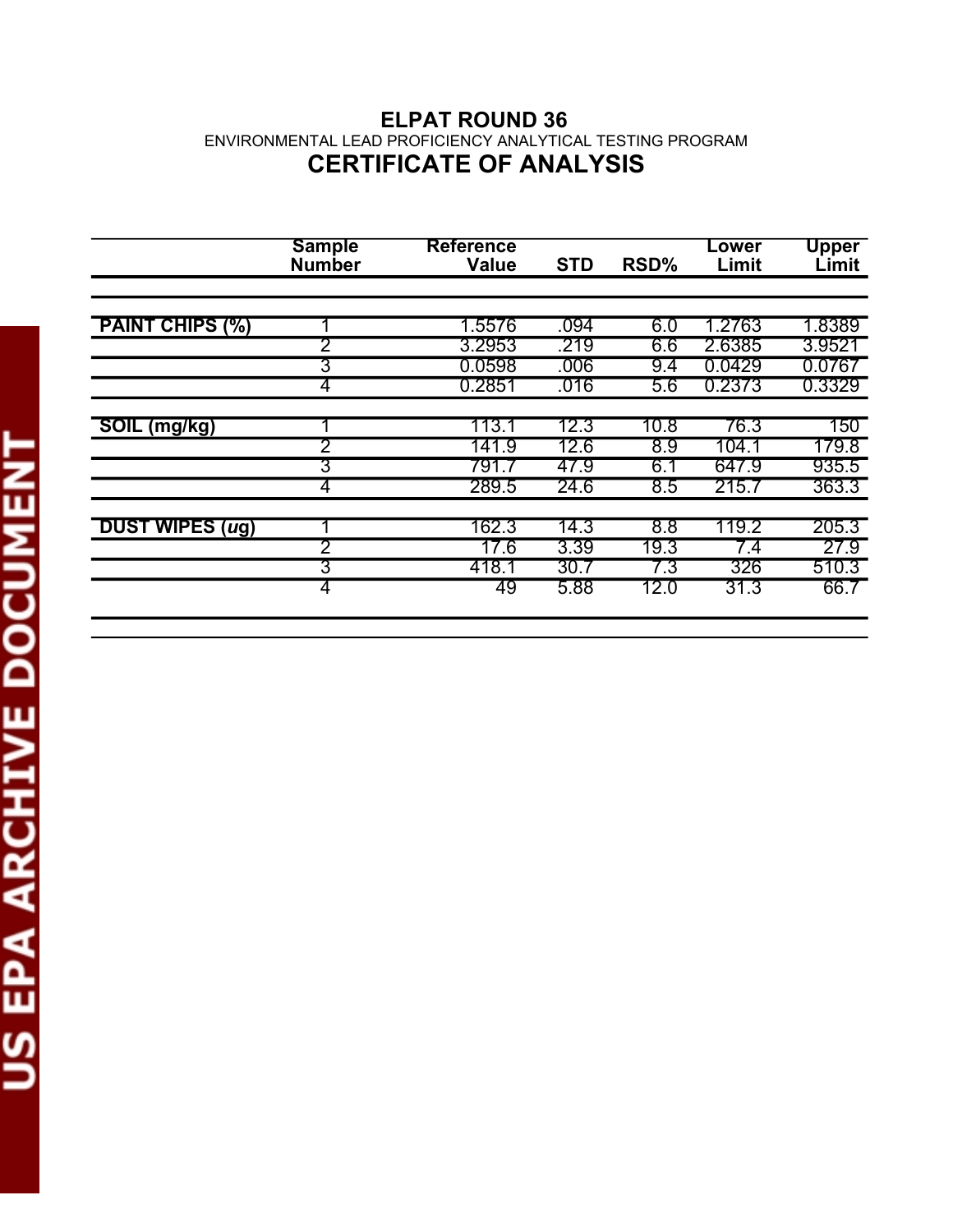# ELPAT ROUND 36

ENVIRONMENTAL LEAD PROFICIENCY ANALYTICAL TESTING PROGRAM

## CERTIFICATE OF ANALYSIS

| | Sample Number | Reference Value | STD | RSD% | Lower Limit | Upper Limit |
|---|---|---|---|---|---|---|
| **PAINT CHIPS (%)** | 1 | 1.5576 | .094 | 6.0 | 1.2763 | 1.8389 |
| | 2 | 3.2953 | .219 | 6.6 | 2.6385 | 3.9521 |
| | 3 | 0.0598 | .006 | 9.4 | 0.0429 | 0.0767 |
| | 4 | 0.2851 | .016 | 5.6 | 0.2373 | 0.3329 |
| **SOIL (mg/kg)** | 1 | 113.1 | 12.3 | 10.8 | 76.3 | 150 |
| | 2 | 141.9 | 12.6 | 8.9 | 104.1 | 179.8 |
| | 3 | 791.7 | 47.9 | 6.1 | 647.9 | 935.5 |
| | 4 | 289.5 | 24.6 | 8.5 | 215.7 | 363.3 |
| **DUST WIPES (*ug*)** | 1 | 162.3 | 14.3 | 8.8 | 119.2 | 205.3 |
| | 2 | 17.6 | 3.39 | 19.3 | 7.4 | 27.9 |
| | 3 | 418.1 | 30.7 | 7.3 | 326 | 510.3 |
| | 4 | 49 | 5.88 | 12.0 | 31.3 | 66.7 |